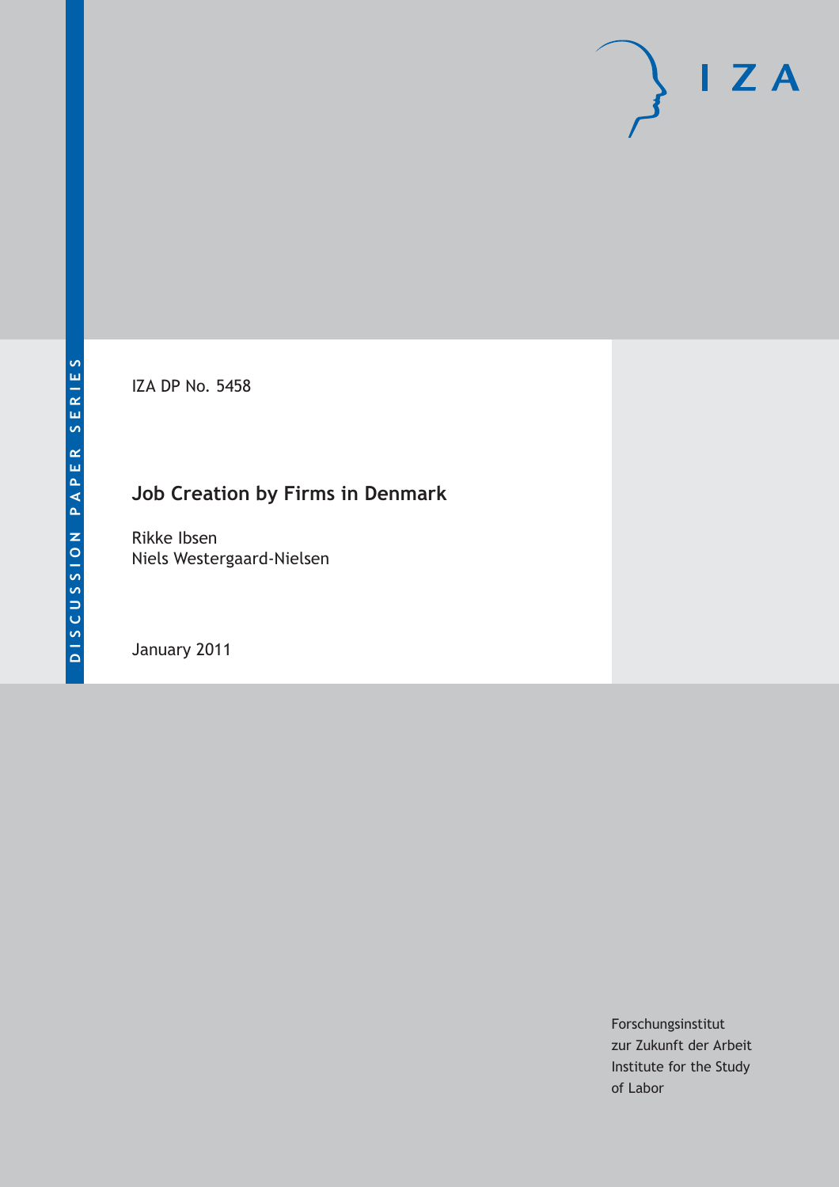DISCUSSION PAPER SERIES

IZA

IZA DP No. 5458

# Job Creation by Firms in Denmark

Rikke Ibsen
Niels Westergaard-Nielsen

January 2011

Forschungsinstitut
zur Zukunft der Arbeit
Institute for the Study
of Labor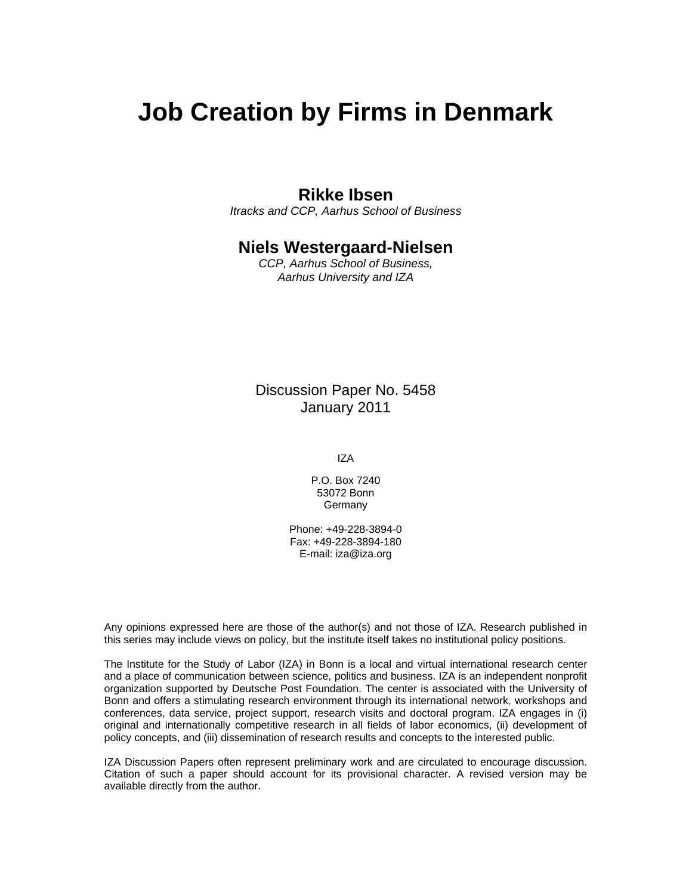# Job Creation by Firms in Denmark

**Rikke Ibsen**
*Itracks and CCP, Aarhus School of Business*

**Niels Westergaard-Nielsen**
*CCP, Aarhus School of Business,*
*Aarhus University and IZA*

Discussion Paper No. 5458
January 2011

IZA

P.O. Box 7240
53072 Bonn
Germany

Phone: +49-228-3894-0
Fax: +49-228-3894-180
E-mail: iza@iza.org

Any opinions expressed here are those of the author(s) and not those of IZA. Research published in this series may include views on policy, but the institute itself takes no institutional policy positions.

The Institute for the Study of Labor (IZA) in Bonn is a local and virtual international research center and a place of communication between science, politics and business. IZA is an independent nonprofit organization supported by Deutsche Post Foundation. The center is associated with the University of Bonn and offers a stimulating research environment through its international network, workshops and conferences, data service, project support, research visits and doctoral program. IZA engages in (i) original and internationally competitive research in all fields of labor economics, (ii) development of policy concepts, and (iii) dissemination of research results and concepts to the interested public.

IZA Discussion Papers often represent preliminary work and are circulated to encourage discussion. Citation of such a paper should account for its provisional character. A revised version may be available directly from the author.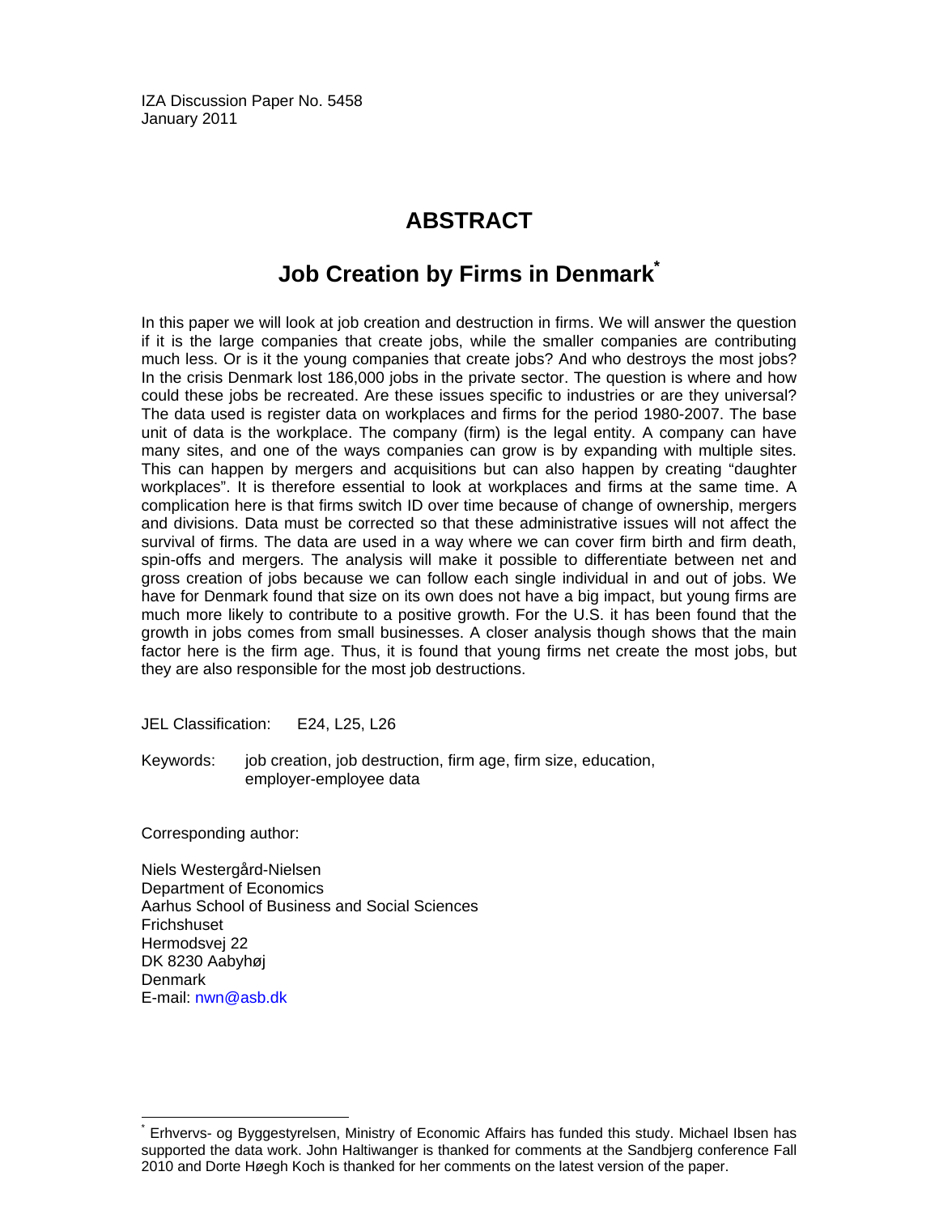IZA Discussion Paper No. 5458
January 2011

# ABSTRACT

## Job Creation by Firms in Denmark*

In this paper we will look at job creation and destruction in firms. We will answer the question if it is the large companies that create jobs, while the smaller companies are contributing much less. Or is it the young companies that create jobs? And who destroys the most jobs? In the crisis Denmark lost 186,000 jobs in the private sector. The question is where and how could these jobs be recreated. Are these issues specific to industries or are they universal? The data used is register data on workplaces and firms for the period 1980-2007. The base unit of data is the workplace. The company (firm) is the legal entity. A company can have many sites, and one of the ways companies can grow is by expanding with multiple sites. This can happen by mergers and acquisitions but can also happen by creating "daughter workplaces". It is therefore essential to look at workplaces and firms at the same time. A complication here is that firms switch ID over time because of change of ownership, mergers and divisions. Data must be corrected so that these administrative issues will not affect the survival of firms. The data are used in a way where we can cover firm birth and firm death, spin-offs and mergers. The analysis will make it possible to differentiate between net and gross creation of jobs because we can follow each single individual in and out of jobs. We have for Denmark found that size on its own does not have a big impact, but young firms are much more likely to contribute to a positive growth. For the U.S. it has been found that the growth in jobs comes from small businesses. A closer analysis though shows that the main factor here is the firm age. Thus, it is found that young firms net create the most jobs, but they are also responsible for the most job destructions.

JEL Classification: E24, L25, L26

Keywords: job creation, job destruction, firm age, firm size, education, employer-employee data

Corresponding author:

Niels Westergård-Nielsen
Department of Economics
Aarhus School of Business and Social Sciences
Frichshuset
Hermodsvej 22
DK 8230 Aabyhøj
Denmark
E-mail: nwn@asb.dk

---

* Erhvervs- og Byggestyrelsen, Ministry of Economic Affairs has funded this study. Michael Ibsen has supported the data work. John Haltiwanger is thanked for comments at the Sandbjerg conference Fall 2010 and Dorte Høegh Koch is thanked for her comments on the latest version of the paper.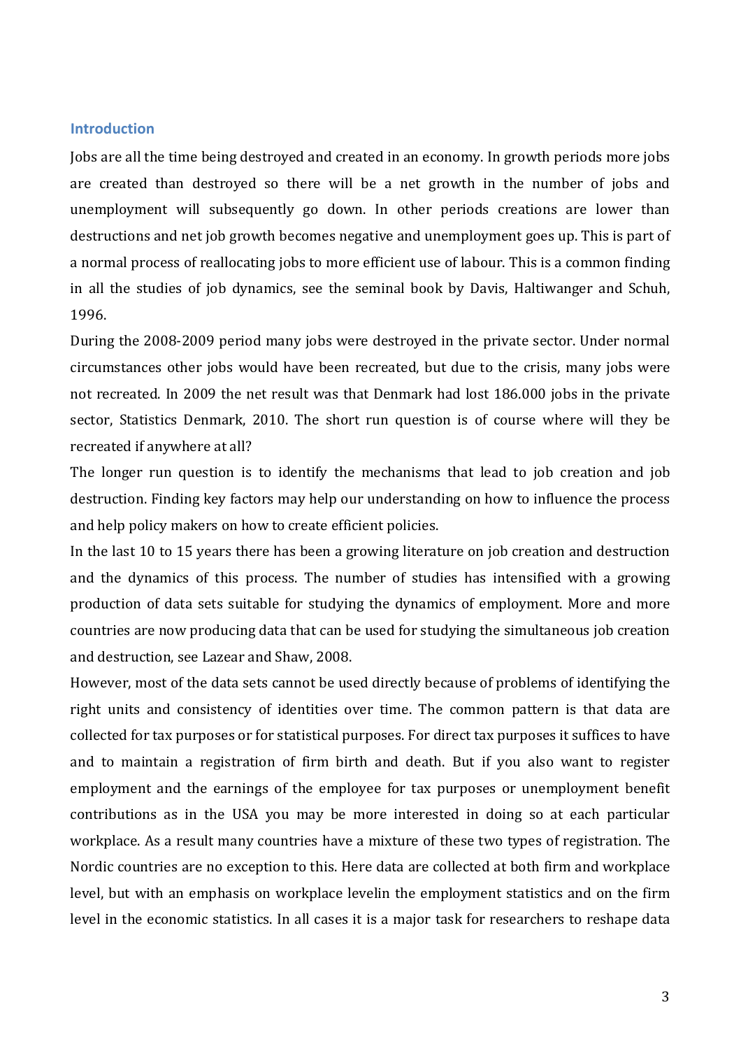## Introduction

Jobs are all the time being destroyed and created in an economy. In growth periods more jobs are created than destroyed so there will be a net growth in the number of jobs and unemployment will subsequently go down. In other periods creations are lower than destructions and net job growth becomes negative and unemployment goes up. This is part of a normal process of reallocating jobs to more efficient use of labour. This is a common finding in all the studies of job dynamics, see the seminal book by Davis, Haltiwanger and Schuh, 1996.

During the 2008-2009 period many jobs were destroyed in the private sector. Under normal circumstances other jobs would have been recreated, but due to the crisis, many jobs were not recreated. In 2009 the net result was that Denmark had lost 186.000 jobs in the private sector, Statistics Denmark, 2010. The short run question is of course where will they be recreated if anywhere at all?

The longer run question is to identify the mechanisms that lead to job creation and job destruction. Finding key factors may help our understanding on how to influence the process and help policy makers on how to create efficient policies.

In the last 10 to 15 years there has been a growing literature on job creation and destruction and the dynamics of this process. The number of studies has intensified with a growing production of data sets suitable for studying the dynamics of employment. More and more countries are now producing data that can be used for studying the simultaneous job creation and destruction, see Lazear and Shaw, 2008.

However, most of the data sets cannot be used directly because of problems of identifying the right units and consistency of identities over time. The common pattern is that data are collected for tax purposes or for statistical purposes. For direct tax purposes it suffices to have and to maintain a registration of firm birth and death. But if you also want to register employment and the earnings of the employee for tax purposes or unemployment benefit contributions as in the USA you may be more interested in doing so at each particular workplace. As a result many countries have a mixture of these two types of registration. The Nordic countries are no exception to this. Here data are collected at both firm and workplace level, but with an emphasis on workplace levelin the employment statistics and on the firm level in the economic statistics. In all cases it is a major task for researchers to reshape data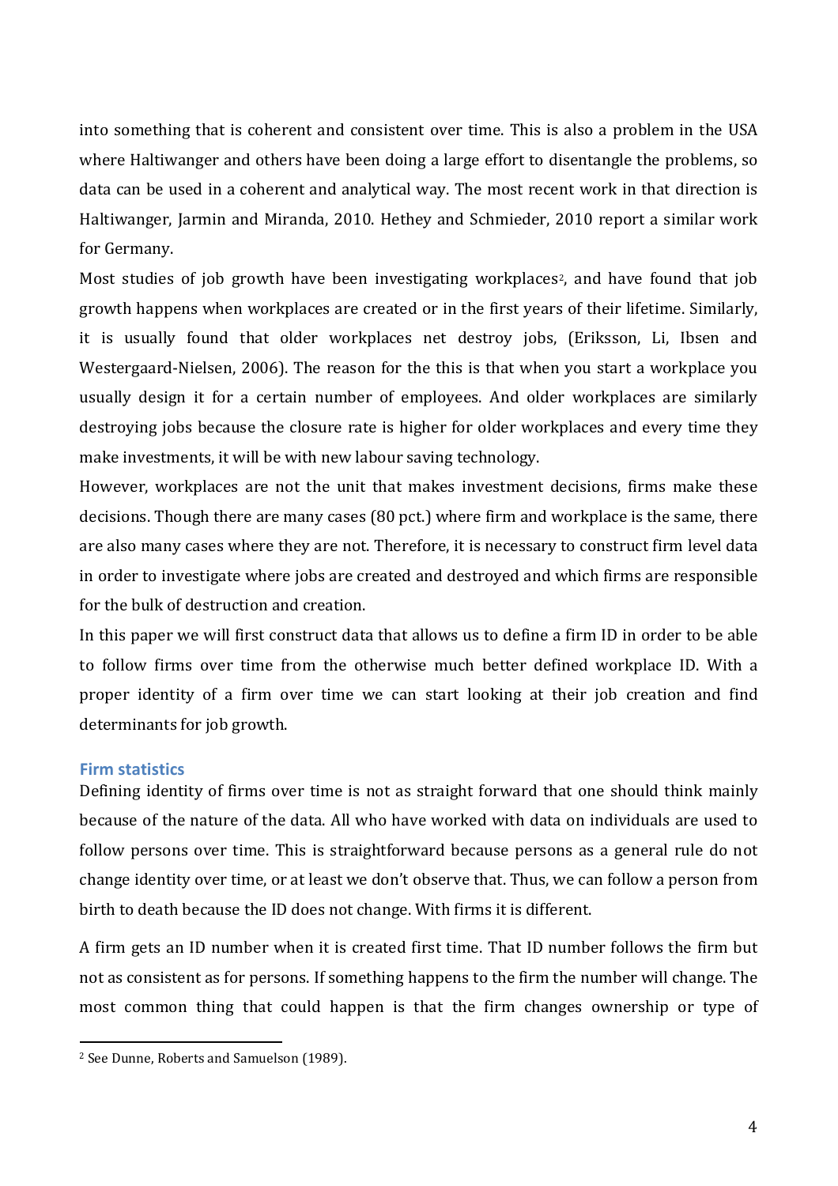into something that is coherent and consistent over time. This is also a problem in the USA where Haltiwanger and others have been doing a large effort to disentangle the problems, so data can be used in a coherent and analytical way. The most recent work in that direction is Haltiwanger, Jarmin and Miranda, 2010. Hethey and Schmieder, 2010 report a similar work for Germany.

Most studies of job growth have been investigating workplaces[2], and have found that job growth happens when workplaces are created or in the first years of their lifetime. Similarly, it is usually found that older workplaces net destroy jobs, (Eriksson, Li, Ibsen and Westergaard-Nielsen, 2006). The reason for the this is that when you start a workplace you usually design it for a certain number of employees. And older workplaces are similarly destroying jobs because the closure rate is higher for older workplaces and every time they make investments, it will be with new labour saving technology.

However, workplaces are not the unit that makes investment decisions, firms make these decisions. Though there are many cases (80 pct.) where firm and workplace is the same, there are also many cases where they are not. Therefore, it is necessary to construct firm level data in order to investigate where jobs are created and destroyed and which firms are responsible for the bulk of destruction and creation.

In this paper we will first construct data that allows us to define a firm ID in order to be able to follow firms over time from the otherwise much better defined workplace ID. With a proper identity of a firm over time we can start looking at their job creation and find determinants for job growth.

## Firm statistics

Defining identity of firms over time is not as straight forward that one should think mainly because of the nature of the data. All who have worked with data on individuals are used to follow persons over time. This is straightforward because persons as a general rule do not change identity over time, or at least we don't observe that. Thus, we can follow a person from birth to death because the ID does not change. With firms it is different.

A firm gets an ID number when it is created first time. That ID number follows the firm but not as consistent as for persons. If something happens to the firm the number will change. The most common thing that could happen is that the firm changes ownership or type of

[2] See Dunne, Roberts and Samuelson (1989).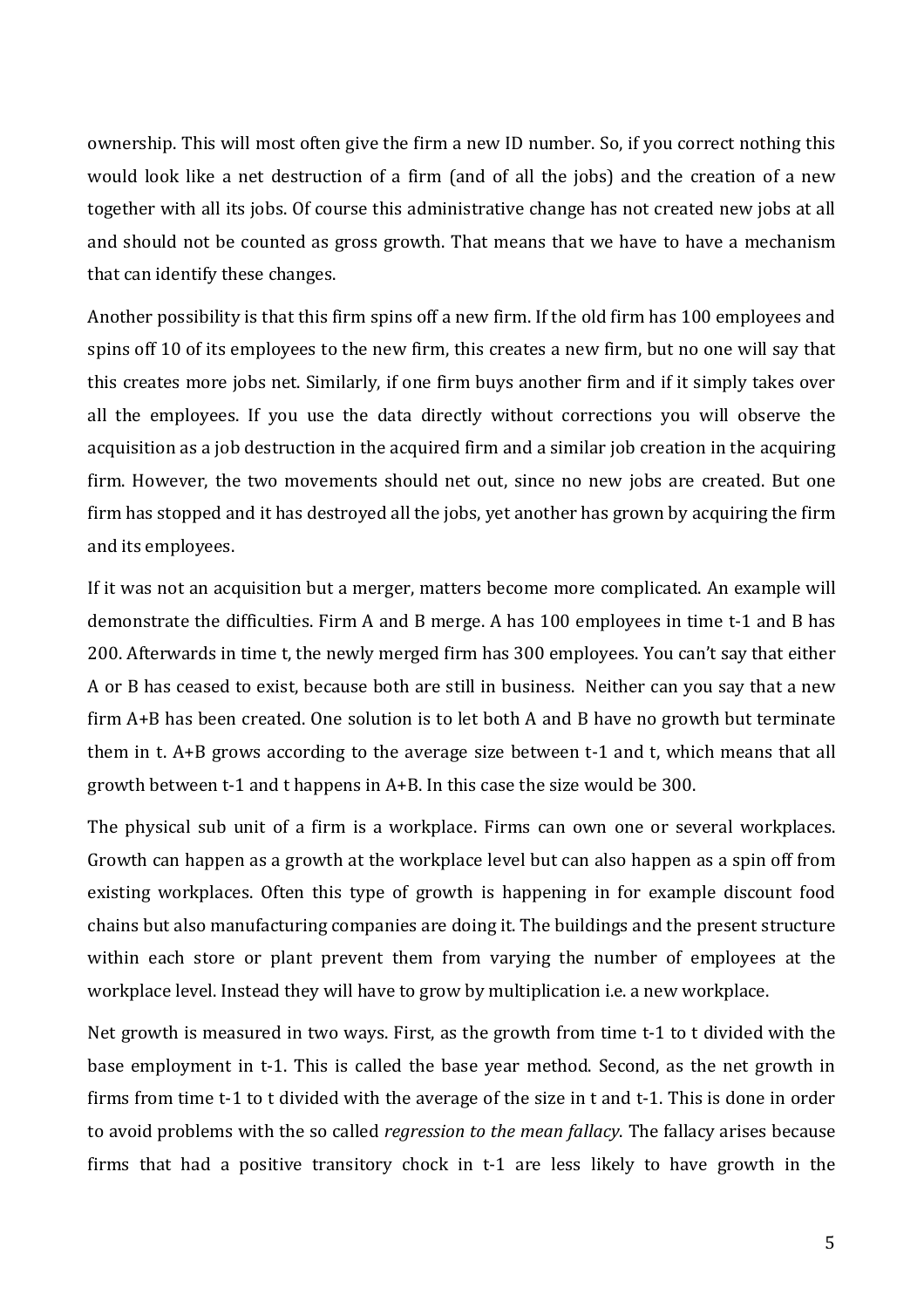ownership. This will most often give the firm a new ID number. So, if you correct nothing this would look like a net destruction of a firm (and of all the jobs) and the creation of a new together with all its jobs. Of course this administrative change has not created new jobs at all and should not be counted as gross growth. That means that we have to have a mechanism that can identify these changes.

Another possibility is that this firm spins off a new firm. If the old firm has 100 employees and spins off 10 of its employees to the new firm, this creates a new firm, but no one will say that this creates more jobs net. Similarly, if one firm buys another firm and if it simply takes over all the employees. If you use the data directly without corrections you will observe the acquisition as a job destruction in the acquired firm and a similar job creation in the acquiring firm. However, the two movements should net out, since no new jobs are created. But one firm has stopped and it has destroyed all the jobs, yet another has grown by acquiring the firm and its employees.

If it was not an acquisition but a merger, matters become more complicated. An example will demonstrate the difficulties. Firm A and B merge. A has 100 employees in time t-1 and B has 200. Afterwards in time t, the newly merged firm has 300 employees. You can't say that either A or B has ceased to exist, because both are still in business. Neither can you say that a new firm A+B has been created. One solution is to let both A and B have no growth but terminate them in t. A+B grows according to the average size between t-1 and t, which means that all growth between t-1 and t happens in A+B. In this case the size would be 300.

The physical sub unit of a firm is a workplace. Firms can own one or several workplaces. Growth can happen as a growth at the workplace level but can also happen as a spin off from existing workplaces. Often this type of growth is happening in for example discount food chains but also manufacturing companies are doing it. The buildings and the present structure within each store or plant prevent them from varying the number of employees at the workplace level. Instead they will have to grow by multiplication i.e. a new workplace.

Net growth is measured in two ways. First, as the growth from time t-1 to t divided with the base employment in t-1. This is called the base year method. Second, as the net growth in firms from time t-1 to t divided with the average of the size in t and t-1. This is done in order to avoid problems with the so called *regression to the mean fallacy*. The fallacy arises because firms that had a positive transitory chock in t-1 are less likely to have growth in the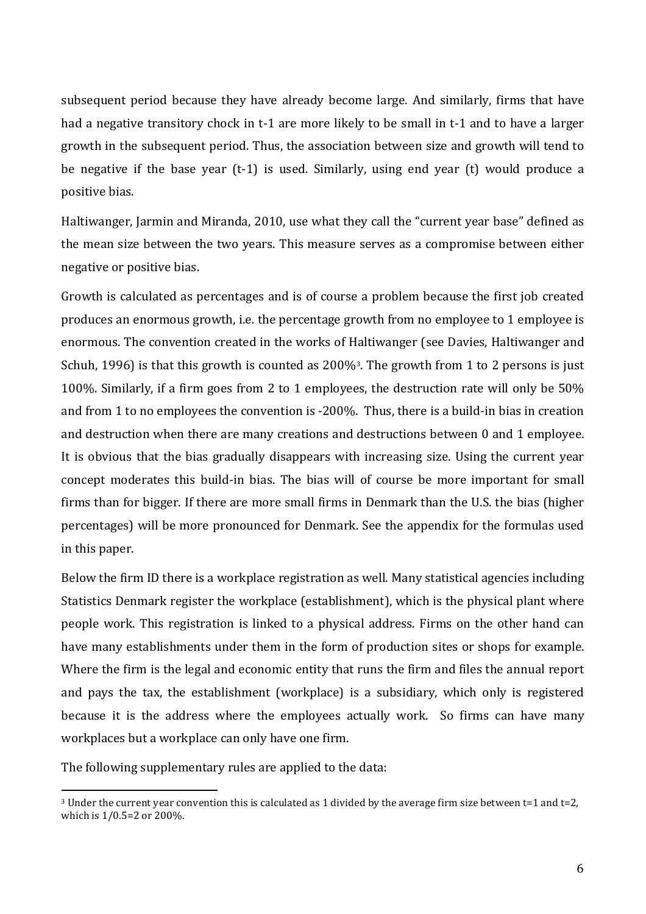subsequent period because they have already become large. And similarly, firms that have had a negative transitory chock in t-1 are more likely to be small in t-1 and to have a larger growth in the subsequent period. Thus, the association between size and growth will tend to be negative if the base year (t-1) is used. Similarly, using end year (t) would produce a positive bias.

Haltiwanger, Jarmin and Miranda, 2010, use what they call the "current year base" defined as the mean size between the two years. This measure serves as a compromise between either negative or positive bias.

Growth is calculated as percentages and is of course a problem because the first job created produces an enormous growth, i.e. the percentage growth from no employee to 1 employee is enormous. The convention created in the works of Haltiwanger (see Davies, Haltiwanger and Schuh, 1996) is that this growth is counted as 200%[3]. The growth from 1 to 2 persons is just 100%. Similarly, if a firm goes from 2 to 1 employees, the destruction rate will only be 50% and from 1 to no employees the convention is -200%. Thus, there is a build-in bias in creation and destruction when there are many creations and destructions between 0 and 1 employee. It is obvious that the bias gradually disappears with increasing size. Using the current year concept moderates this build-in bias. The bias will of course be more important for small firms than for bigger. If there are more small firms in Denmark than the U.S. the bias (higher percentages) will be more pronounced for Denmark. See the appendix for the formulas used in this paper.

Below the firm ID there is a workplace registration as well. Many statistical agencies including Statistics Denmark register the workplace (establishment), which is the physical plant where people work. This registration is linked to a physical address. Firms on the other hand can have many establishments under them in the form of production sites or shops for example. Where the firm is the legal and economic entity that runs the firm and files the annual report and pays the tax, the establishment (workplace) is a subsidiary, which only is registered because it is the address where the employees actually work. So firms can have many workplaces but a workplace can only have one firm.

The following supplementary rules are applied to the data:

---

[3] Under the current year convention this is calculated as 1 divided by the average firm size between t=1 and t=2, which is 1/0.5=2 or 200%.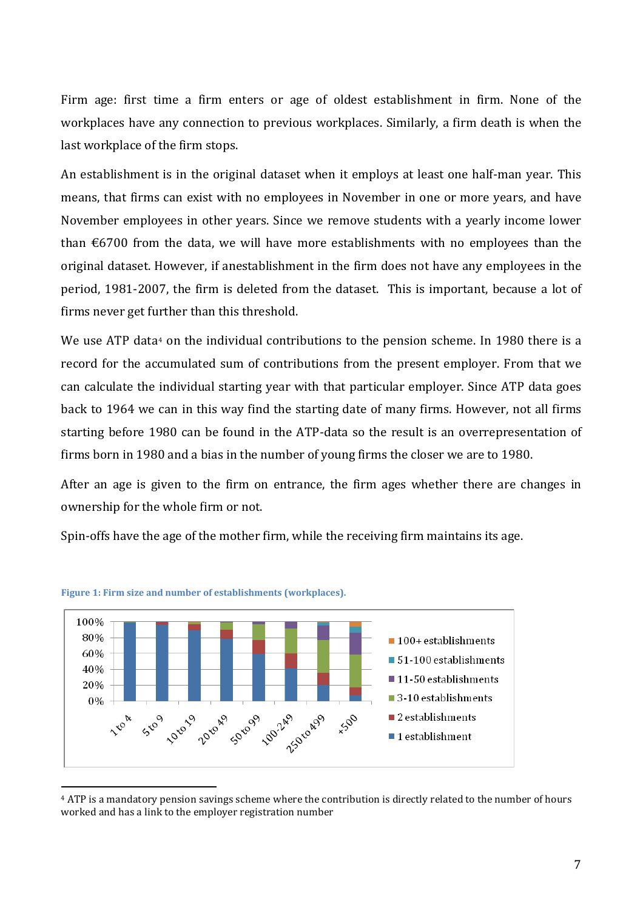Firm age: first time a firm enters or age of oldest establishment in firm. None of the workplaces have any connection to previous workplaces. Similarly, a firm death is when the last workplace of the firm stops.

An establishment is in the original dataset when it employs at least one half-man year. This means, that firms can exist with no employees in November in one or more years, and have November employees in other years. Since we remove students with a yearly income lower than €6700 from the data, we will have more establishments with no employees than the original dataset. However, if anestablishment in the firm does not have any employees in the period, 1981-2007, the firm is deleted from the dataset. This is important, because a lot of firms never get further than this threshold.

We use ATP data[4] on the individual contributions to the pension scheme. In 1980 there is a record for the accumulated sum of contributions from the present employer. From that we can calculate the individual starting year with that particular employer. Since ATP data goes back to 1964 we can in this way find the starting date of many firms. However, not all firms starting before 1980 can be found in the ATP-data so the result is an overrepresentation of firms born in 1980 and a bias in the number of young firms the closer we are to 1980.

After an age is given to the firm on entrance, the firm ages whether there are changes in ownership for the whole firm or not.

Spin-offs have the age of the mother firm, while the receiving firm maintains its age.

**Figure 1: Firm size and number of establishments (workplaces).**

[4] ATP is a mandatory pension savings scheme where the contribution is directly related to the number of hours worked and has a link to the employer registration number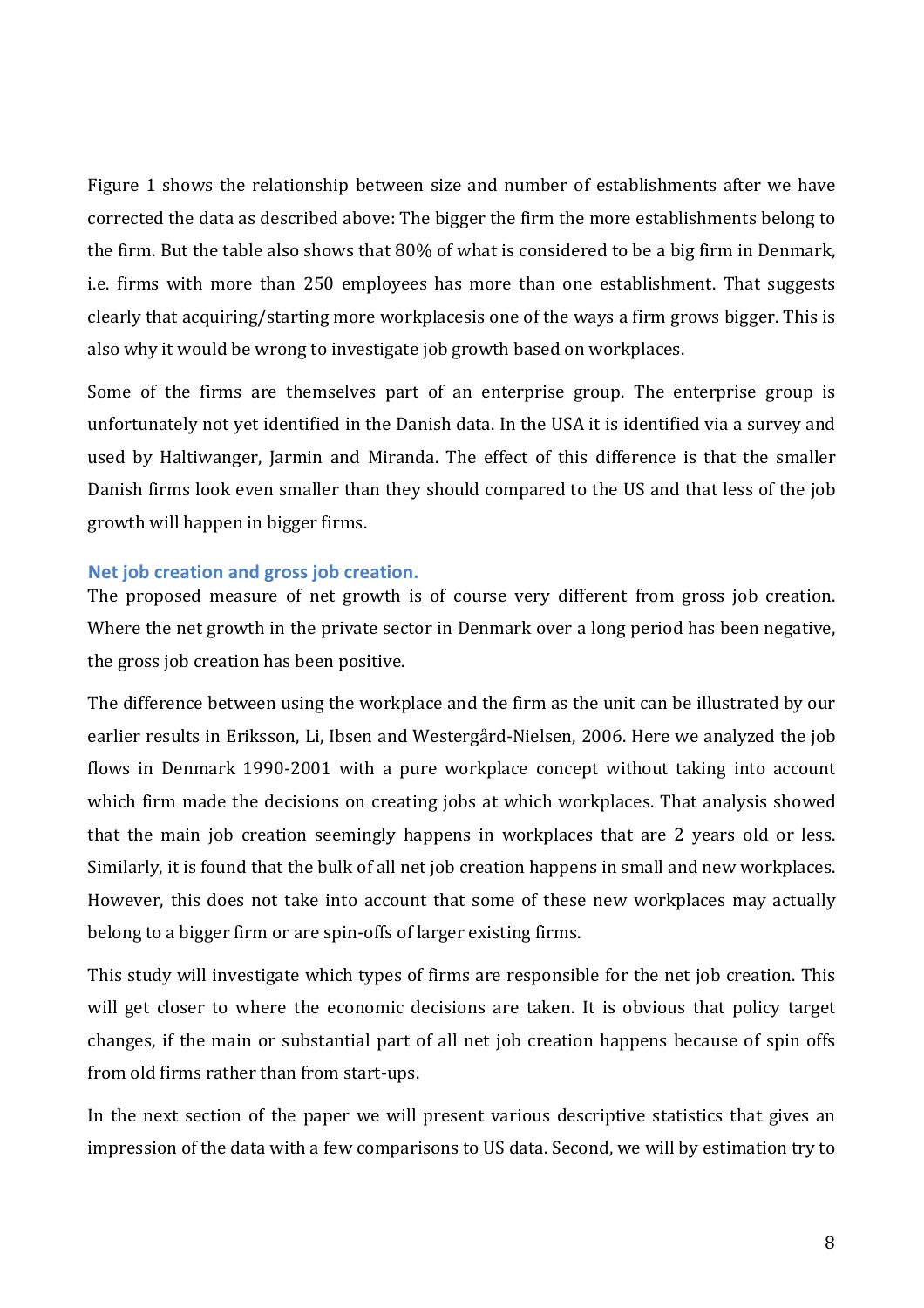Figure 1 shows the relationship between size and number of establishments after we have corrected the data as described above: The bigger the firm the more establishments belong to the firm. But the table also shows that 80% of what is considered to be a big firm in Denmark, i.e. firms with more than 250 employees has more than one establishment. That suggests clearly that acquiring/starting more workplacesis one of the ways a firm grows bigger. This is also why it would be wrong to investigate job growth based on workplaces.

Some of the firms are themselves part of an enterprise group. The enterprise group is unfortunately not yet identified in the Danish data. In the USA it is identified via a survey and used by Haltiwanger, Jarmin and Miranda. The effect of this difference is that the smaller Danish firms look even smaller than they should compared to the US and that less of the job growth will happen in bigger firms.

### Net job creation and gross job creation.

The proposed measure of net growth is of course very different from gross job creation. Where the net growth in the private sector in Denmark over a long period has been negative, the gross job creation has been positive.

The difference between using the workplace and the firm as the unit can be illustrated by our earlier results in Eriksson, Li, Ibsen and Westergård-Nielsen, 2006. Here we analyzed the job flows in Denmark 1990-2001 with a pure workplace concept without taking into account which firm made the decisions on creating jobs at which workplaces. That analysis showed that the main job creation seemingly happens in workplaces that are 2 years old or less. Similarly, it is found that the bulk of all net job creation happens in small and new workplaces. However, this does not take into account that some of these new workplaces may actually belong to a bigger firm or are spin-offs of larger existing firms.

This study will investigate which types of firms are responsible for the net job creation. This will get closer to where the economic decisions are taken. It is obvious that policy target changes, if the main or substantial part of all net job creation happens because of spin offs from old firms rather than from start-ups.

In the next section of the paper we will present various descriptive statistics that gives an impression of the data with a few comparisons to US data. Second, we will by estimation try to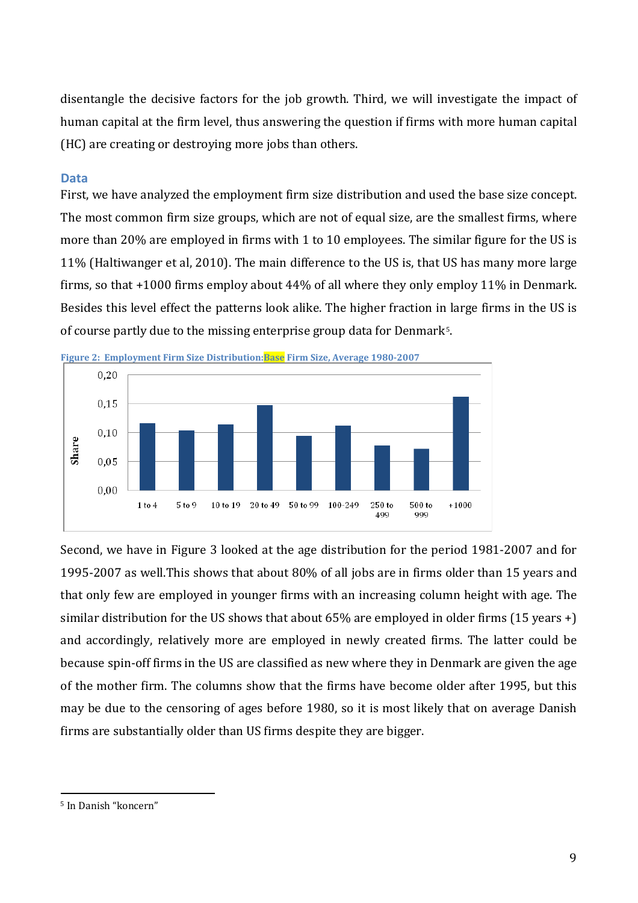disentangle the decisive factors for the job growth. Third, we will investigate the impact of human capital at the firm level, thus answering the question if firms with more human capital (HC) are creating or destroying more jobs than others.

## Data

First, we have analyzed the employment firm size distribution and used the base size concept. The most common firm size groups, which are not of equal size, are the smallest firms, where more than 20% are employed in firms with 1 to 10 employees. The similar figure for the US is 11% (Haltiwanger et al, 2010). The main difference to the US is, that US has many more large firms, so that +1000 firms employ about 44% of all where they only employ 11% in Denmark. Besides this level effect the patterns look alike. The higher fraction in large firms in the US is of course partly due to the missing enterprise group data for Denmark[5].

**Figure 2: Employment Firm Size Distribution: Base Firm Size, Average 1980-2007**

Second, we have in Figure 3 looked at the age distribution for the period 1981-2007 and for 1995-2007 as well.This shows that about 80% of all jobs are in firms older than 15 years and that only few are employed in younger firms with an increasing column height with age. The similar distribution for the US shows that about 65% are employed in older firms (15 years +) and accordingly, relatively more are employed in newly created firms. The latter could be because spin-off firms in the US are classified as new where they in Denmark are given the age of the mother firm. The columns show that the firms have become older after 1995, but this may be due to the censoring of ages before 1980, so it is most likely that on average Danish firms are substantially older than US firms despite they are bigger.

[5] In Danish "koncern"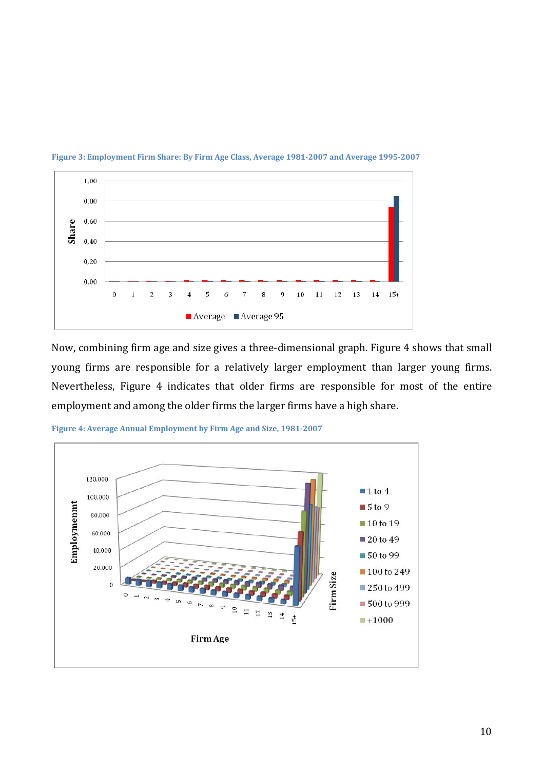**Figure 3: Employment Firm Share: By Firm Age Class, Average 1981-2007 and Average 1995-2007**

Now, combining firm age and size gives a three-dimensional graph. Figure 4 shows that small young firms are responsible for a relatively larger employment than larger young firms. Nevertheless, Figure 4 indicates that older firms are responsible for most of the entire employment and among the older firms the larger firms have a high share.

**Figure 4: Average Annual Employment by Firm Age and Size, 1981-2007**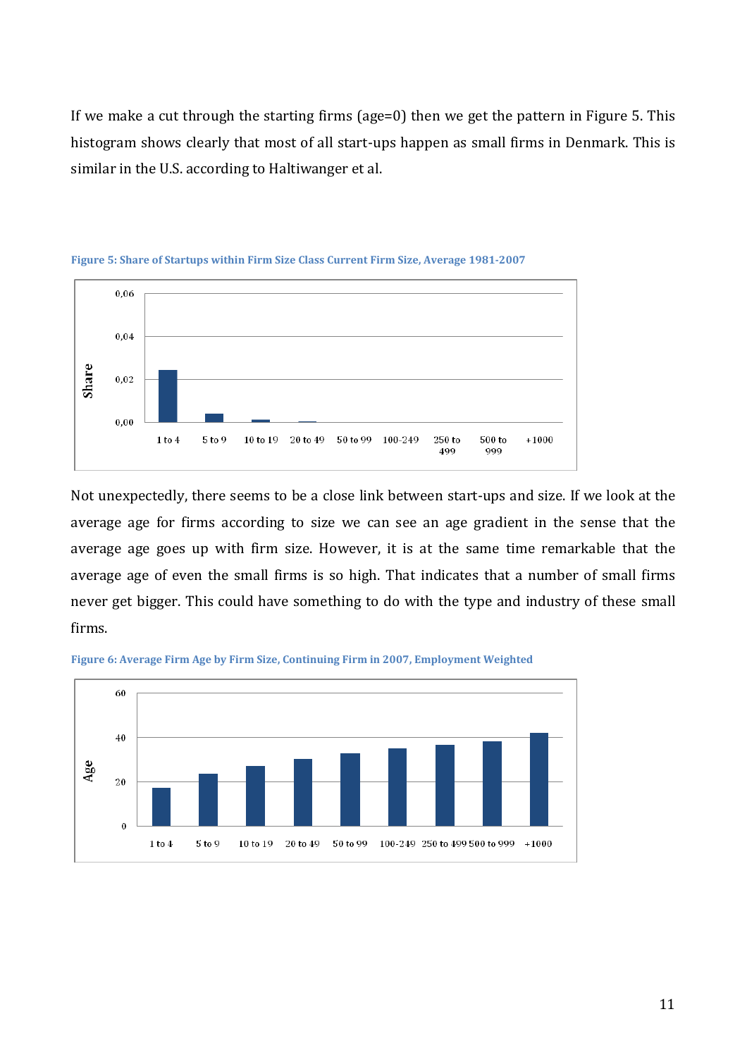If we make a cut through the starting firms (age=0) then we get the pattern in Figure 5. This histogram shows clearly that most of all start-ups happen as small firms in Denmark. This is similar in the U.S. according to Haltiwanger et al.

**Figure 5: Share of Startups within Firm Size Class Current Firm Size, Average 1981-2007**

Not unexpectedly, there seems to be a close link between start-ups and size. If we look at the average age for firms according to size we can see an age gradient in the sense that the average age goes up with firm size. However, it is at the same time remarkable that the average age of even the small firms is so high. That indicates that a number of small firms never get bigger. This could have something to do with the type and industry of these small firms.

**Figure 6: Average Firm Age by Firm Size, Continuing Firm in 2007, Employment Weighted**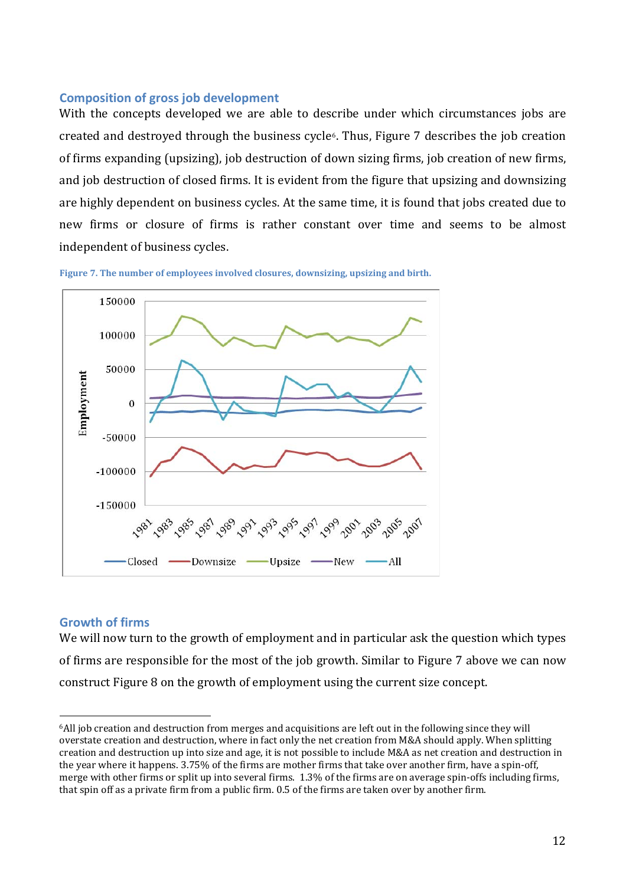## Composition of gross job development

With the concepts developed we are able to describe under which circumstances jobs are created and destroyed through the business cycle[6]. Thus, Figure 7 describes the job creation of firms expanding (upsizing), job destruction of down sizing firms, job creation of new firms, and job destruction of closed firms. It is evident from the figure that upsizing and downsizing are highly dependent on business cycles. At the same time, it is found that jobs created due to new firms or closure of firms is rather constant over time and seems to be almost independent of business cycles.

**Figure 7. The number of employees involved closures, downsizing, upsizing and birth.**

## Growth of firms

We will now turn to the growth of employment and in particular ask the question which types of firms are responsible for the most of the job growth. Similar to Figure 7 above we can now construct Figure 8 on the growth of employment using the current size concept.

[6]All job creation and destruction from merges and acquisitions are left out in the following since they will overstate creation and destruction, where in fact only the net creation from M&A should apply. When splitting creation and destruction up into size and age, it is not possible to include M&A as net creation and destruction in the year where it happens. 3.75% of the firms are mother firms that take over another firm, have a spin-off, merge with other firms or split up into several firms. 1.3% of the firms are on average spin-offs including firms, that spin off as a private firm from a public firm. 0.5 of the firms are taken over by another firm.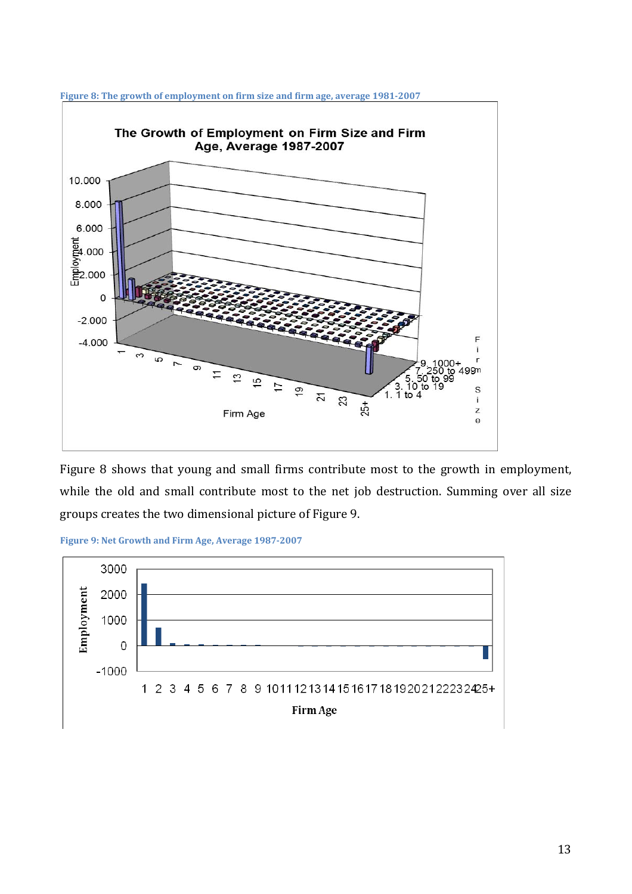Figure 8: The growth of employment on firm size and firm age, average 1981-2007

Figure 8 shows that young and small firms contribute most to the growth in employment, while the old and small contribute most to the net job destruction. Summing over all size groups creates the two dimensional picture of Figure 9.

Figure 9: Net Growth and Firm Age, Average 1987-2007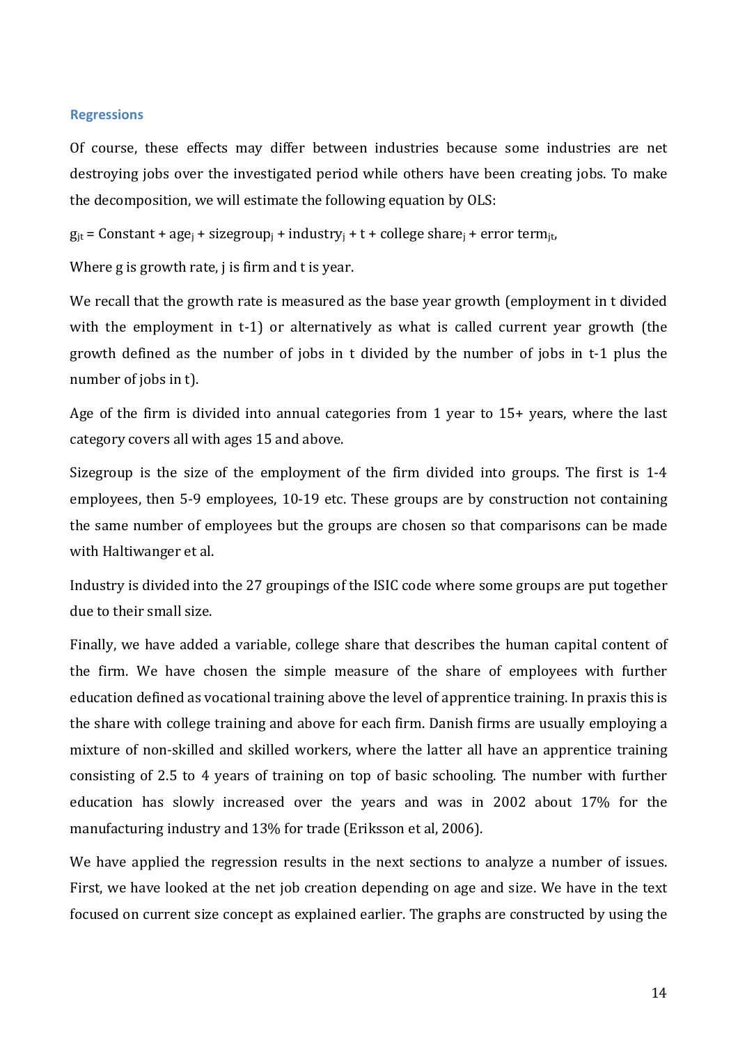### Regressions

Of course, these effects may differ between industries because some industries are net destroying jobs over the investigated period while others have been creating jobs. To make the decomposition, we will estimate the following equation by OLS:

$g_{jt}$ = Constant + $\text{age}_j$ + $\text{sizegroup}_j$ + $\text{industry}_j$ + t + college $\text{share}_j$ + error $\text{term}_{jt}$,

Where g is growth rate, j is firm and t is year.

We recall that the growth rate is measured as the base year growth (employment in t divided with the employment in t-1) or alternatively as what is called current year growth (the growth defined as the number of jobs in t divided by the number of jobs in t-1 plus the number of jobs in t).

Age of the firm is divided into annual categories from 1 year to 15+ years, where the last category covers all with ages 15 and above.

Sizegroup is the size of the employment of the firm divided into groups. The first is 1-4 employees, then 5-9 employees, 10-19 etc. These groups are by construction not containing the same number of employees but the groups are chosen so that comparisons can be made with Haltiwanger et al.

Industry is divided into the 27 groupings of the ISIC code where some groups are put together due to their small size.

Finally, we have added a variable, college share that describes the human capital content of the firm. We have chosen the simple measure of the share of employees with further education defined as vocational training above the level of apprentice training. In praxis this is the share with college training and above for each firm. Danish firms are usually employing a mixture of non-skilled and skilled workers, where the latter all have an apprentice training consisting of 2.5 to 4 years of training on top of basic schooling. The number with further education has slowly increased over the years and was in 2002 about 17% for the manufacturing industry and 13% for trade (Eriksson et al, 2006).

We have applied the regression results in the next sections to analyze a number of issues. First, we have looked at the net job creation depending on age and size. We have in the text focused on current size concept as explained earlier. The graphs are constructed by using the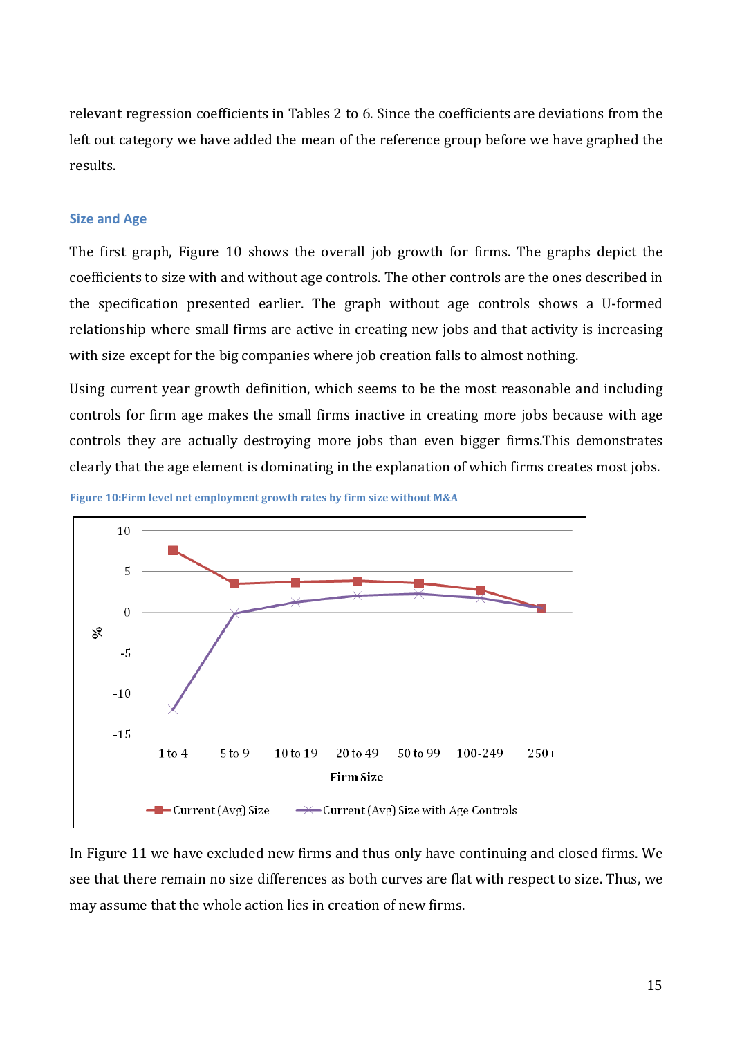relevant regression coefficients in Tables 2 to 6. Since the coefficients are deviations from the left out category we have added the mean of the reference group before we have graphed the results.

### Size and Age

The first graph, Figure 10 shows the overall job growth for firms. The graphs depict the coefficients to size with and without age controls. The other controls are the ones described in the specification presented earlier. The graph without age controls shows a U-formed relationship where small firms are active in creating new jobs and that activity is increasing with size except for the big companies where job creation falls to almost nothing.

Using current year growth definition, which seems to be the most reasonable and including controls for firm age makes the small firms inactive in creating more jobs because with age controls they are actually destroying more jobs than even bigger firms.This demonstrates clearly that the age element is dominating in the explanation of which firms creates most jobs.

**Figure 10:Firm level net employment growth rates by firm size without M&A**

In Figure 11 we have excluded new firms and thus only have continuing and closed firms. We see that there remain no size differences as both curves are flat with respect to size. Thus, we may assume that the whole action lies in creation of new firms.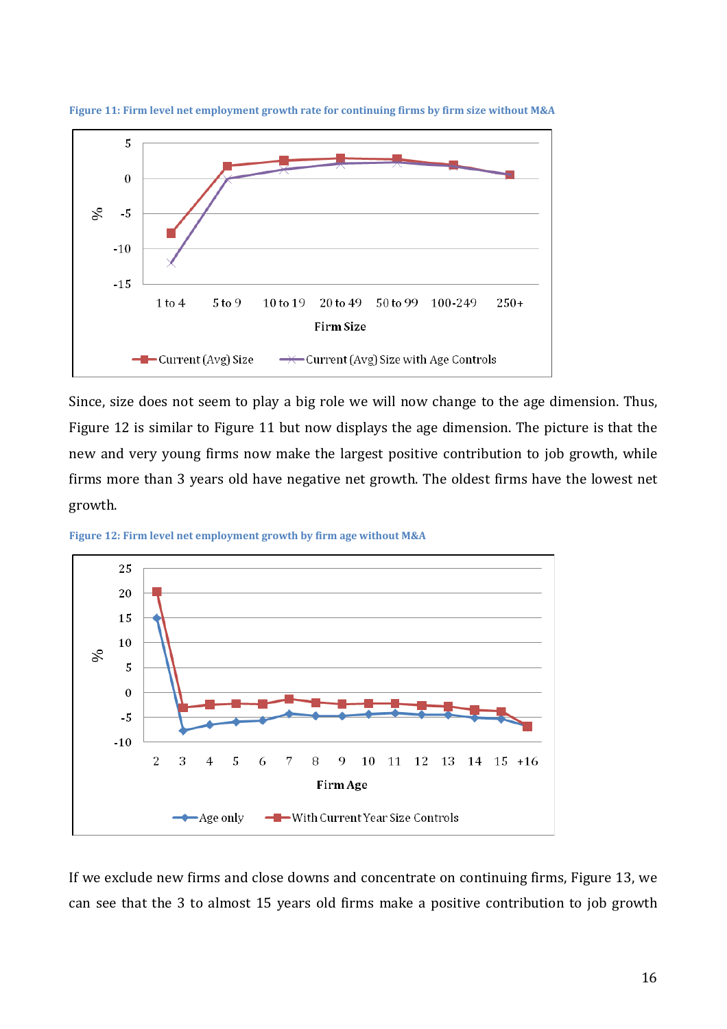Figure 11: Firm level net employment growth rate for continuing firms by firm size without M&A

Since, size does not seem to play a big role we will now change to the age dimension. Thus, Figure 12 is similar to Figure 11 but now displays the age dimension. The picture is that the new and very young firms now make the largest positive contribution to job growth, while firms more than 3 years old have negative net growth. The oldest firms have the lowest net growth.

Figure 12: Firm level net employment growth by firm age without M&A

If we exclude new firms and close downs and concentrate on continuing firms, Figure 13, we can see that the 3 to almost 15 years old firms make a positive contribution to job growth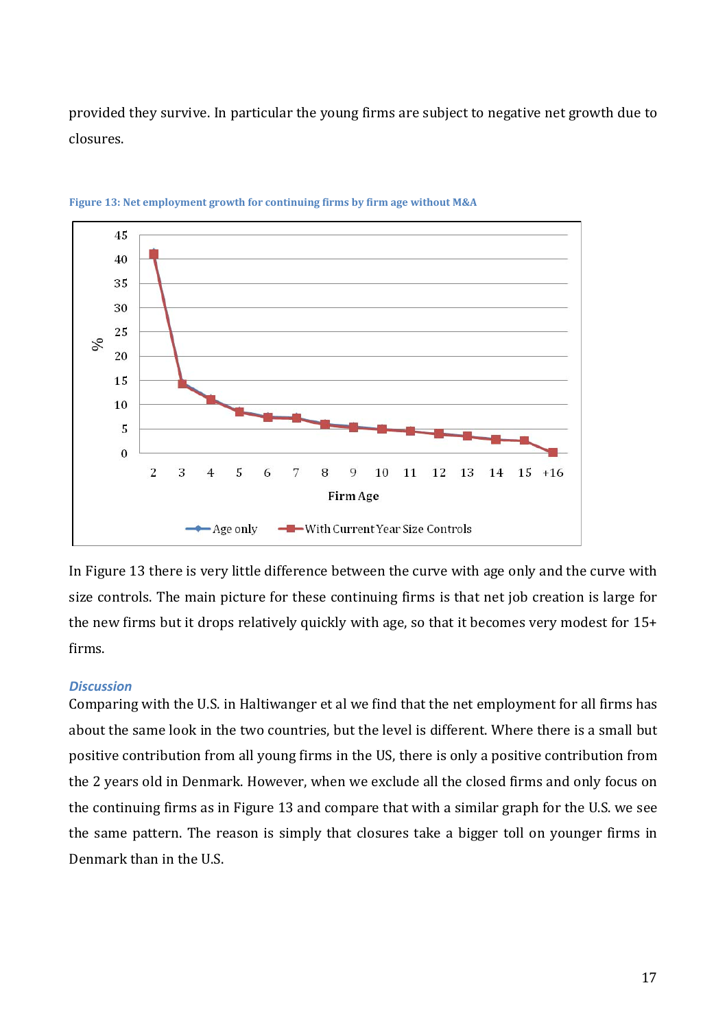provided they survive. In particular the young firms are subject to negative net growth due to closures.

Figure 13: Net employment growth for continuing firms by firm age without M&A

In Figure 13 there is very little difference between the curve with age only and the curve with size controls. The main picture for these continuing firms is that net job creation is large for the new firms but it drops relatively quickly with age, so that it becomes very modest for 15+ firms.

### *Discussion*

Comparing with the U.S. in Haltiwanger et al we find that the net employment for all firms has about the same look in the two countries, but the level is different. Where there is a small but positive contribution from all young firms in the US, there is only a positive contribution from the 2 years old in Denmark. However, when we exclude all the closed firms and only focus on the continuing firms as in Figure 13 and compare that with a similar graph for the U.S. we see the same pattern. The reason is simply that closures take a bigger toll on younger firms in Denmark than in the U.S.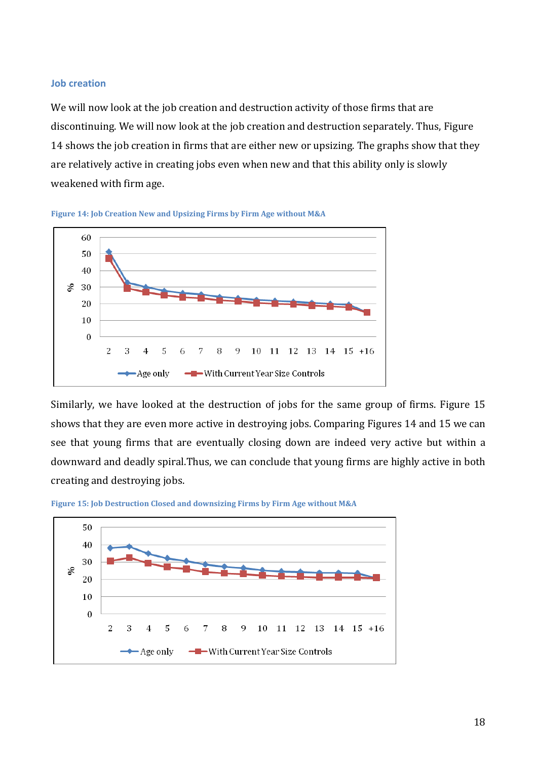### Job creation

We will now look at the job creation and destruction activity of those firms that are discontinuing. We will now look at the job creation and destruction separately. Thus, Figure 14 shows the job creation in firms that are either new or upsizing. The graphs show that they are relatively active in creating jobs even when new and that this ability only is slowly weakened with firm age.

Figure 14: Job Creation New and Upsizing Firms by Firm Age without M&A

Similarly, we have looked at the destruction of jobs for the same group of firms. Figure 15 shows that they are even more active in destroying jobs. Comparing Figures 14 and 15 we can see that young firms that are eventually closing down are indeed very active but within a downward and deadly spiral.Thus, we can conclude that young firms are highly active in both creating and destroying jobs.

Figure 15: Job Destruction Closed and downsizing Firms by Firm Age without M&A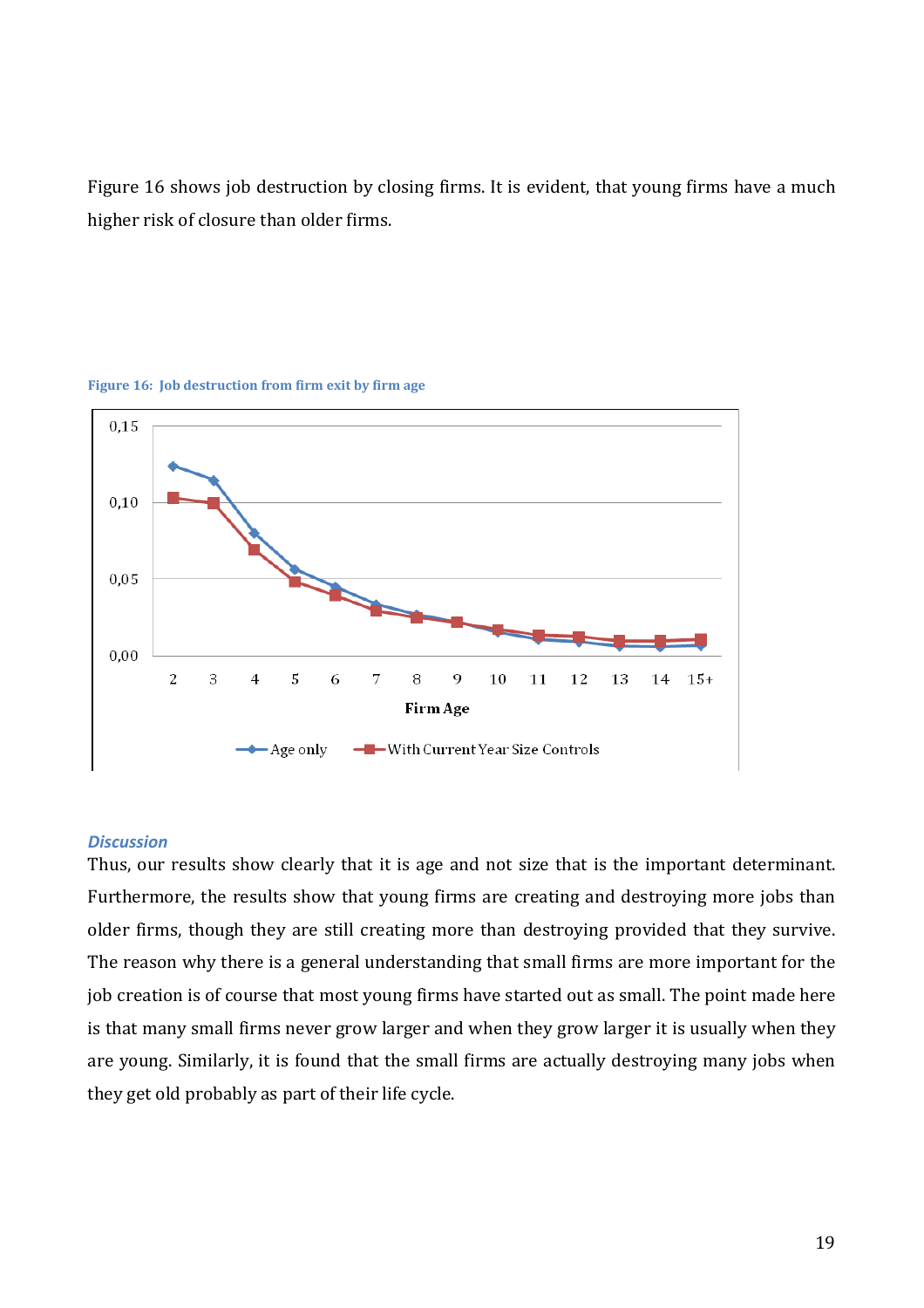Figure 16 shows job destruction by closing firms. It is evident, that young firms have a much higher risk of closure than older firms.

**Figure 16: Job destruction from firm exit by firm age**

### *Discussion*

Thus, our results show clearly that it is age and not size that is the important determinant. Furthermore, the results show that young firms are creating and destroying more jobs than older firms, though they are still creating more than destroying provided that they survive. The reason why there is a general understanding that small firms are more important for the job creation is of course that most young firms have started out as small. The point made here is that many small firms never grow larger and when they grow larger it is usually when they are young. Similarly, it is found that the small firms are actually destroying many jobs when they get old probably as part of their life cycle.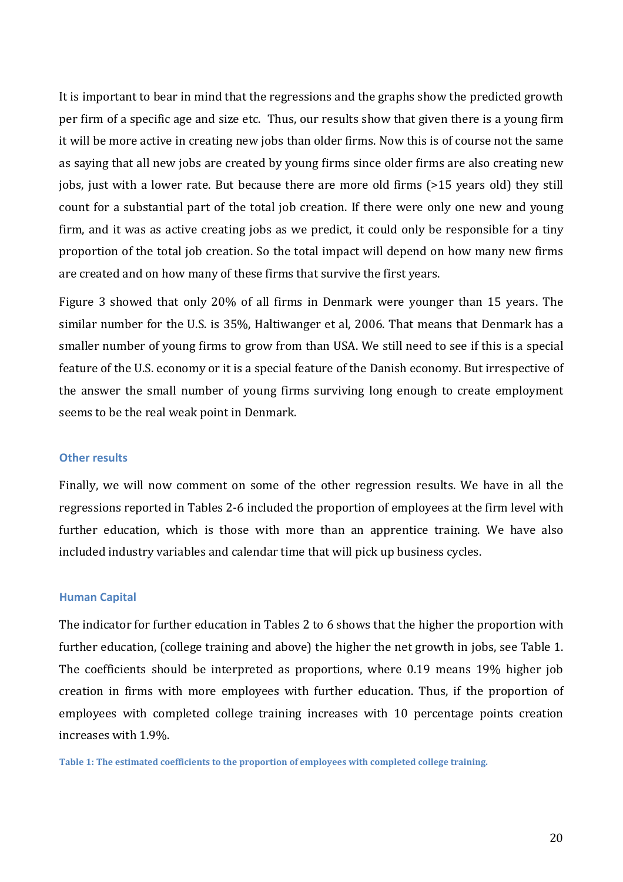It is important to bear in mind that the regressions and the graphs show the predicted growth per firm of a specific age and size etc. Thus, our results show that given there is a young firm it will be more active in creating new jobs than older firms. Now this is of course not the same as saying that all new jobs are created by young firms since older firms are also creating new jobs, just with a lower rate. But because there are more old firms (>15 years old) they still count for a substantial part of the total job creation. If there were only one new and young firm, and it was as active creating jobs as we predict, it could only be responsible for a tiny proportion of the total job creation. So the total impact will depend on how many new firms are created and on how many of these firms that survive the first years.

Figure 3 showed that only 20% of all firms in Denmark were younger than 15 years. The similar number for the U.S. is 35%, Haltiwanger et al, 2006. That means that Denmark has a smaller number of young firms to grow from than USA. We still need to see if this is a special feature of the U.S. economy or it is a special feature of the Danish economy. But irrespective of the answer the small number of young firms surviving long enough to create employment seems to be the real weak point in Denmark.

### Other results

Finally, we will now comment on some of the other regression results. We have in all the regressions reported in Tables 2-6 included the proportion of employees at the firm level with further education, which is those with more than an apprentice training. We have also included industry variables and calendar time that will pick up business cycles.

### Human Capital

The indicator for further education in Tables 2 to 6 shows that the higher the proportion with further education, (college training and above) the higher the net growth in jobs, see Table 1. The coefficients should be interpreted as proportions, where 0.19 means 19% higher job creation in firms with more employees with further education. Thus, if the proportion of employees with completed college training increases with 10 percentage points creation increases with 1.9%.

**Table 1: The estimated coefficients to the proportion of employees with completed college training.**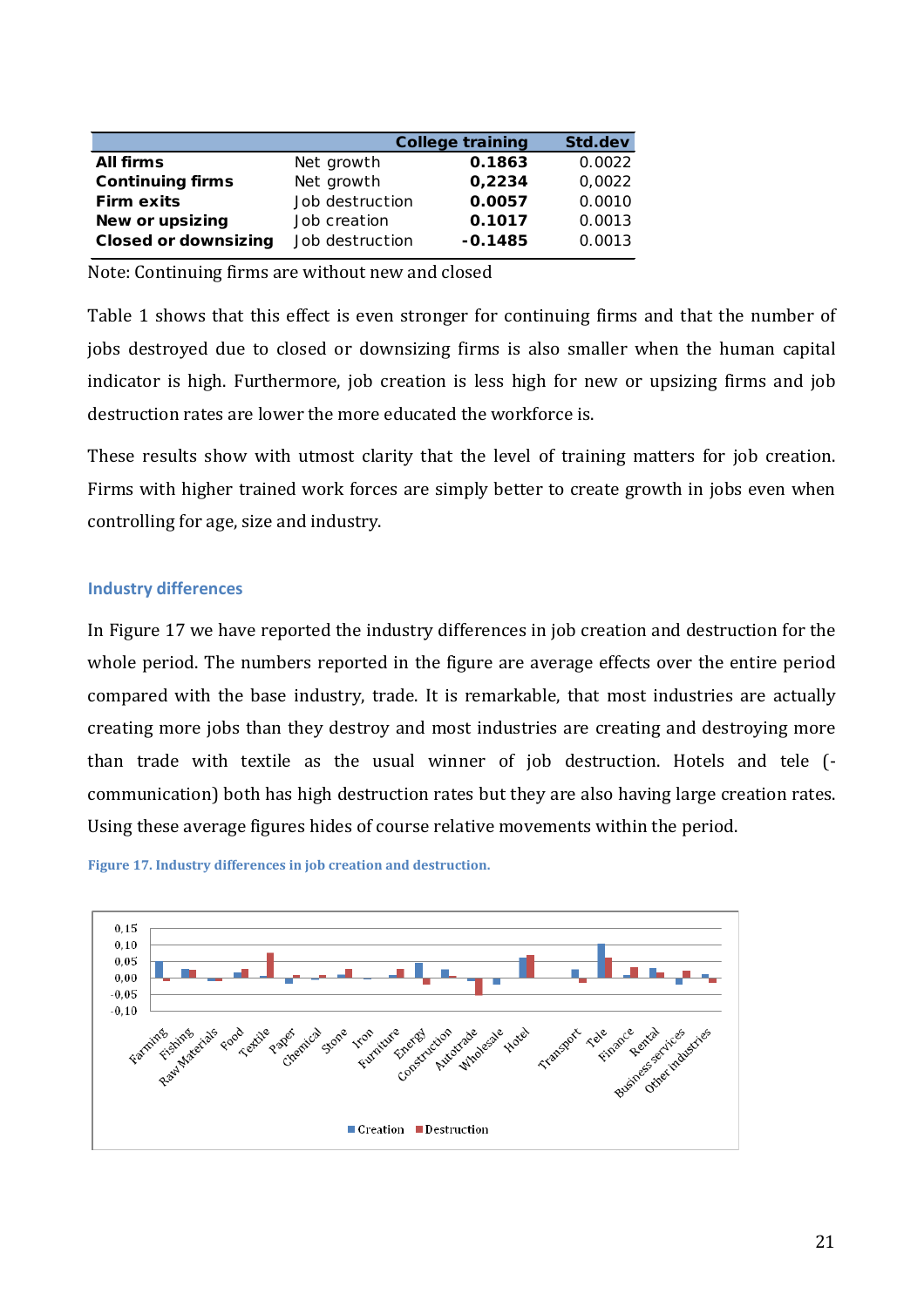| | | College training | Std.dev |
|---|---|---|---|
| **All firms** | Net growth | **0.1863** | 0.0022 |
| **Continuing firms** | Net growth | **0,2234** | 0,0022 |
| **Firm exits** | Job destruction | **0.0057** | 0.0010 |
| **New or upsizing** | Job creation | **0.1017** | 0.0013 |
| **Closed or downsizing** | Job destruction | **-0.1485** | 0.0013 |

Note: Continuing firms are without new and closed

Table 1 shows that this effect is even stronger for continuing firms and that the number of jobs destroyed due to closed or downsizing firms is also smaller when the human capital indicator is high. Furthermore, job creation is less high for new or upsizing firms and job destruction rates are lower the more educated the workforce is.

These results show with utmost clarity that the level of training matters for job creation. Firms with higher trained work forces are simply better to create growth in jobs even when controlling for age, size and industry.

### Industry differences

In Figure 17 we have reported the industry differences in job creation and destruction for the whole period. The numbers reported in the figure are average effects over the entire period compared with the base industry, trade. It is remarkable, that most industries are actually creating more jobs than they destroy and most industries are creating and destroying more than trade with textile as the usual winner of job destruction. Hotels and tele (-communication) both has high destruction rates but they are also having large creation rates. Using these average figures hides of course relative movements within the period.

**Figure 17. Industry differences in job creation and destruction.**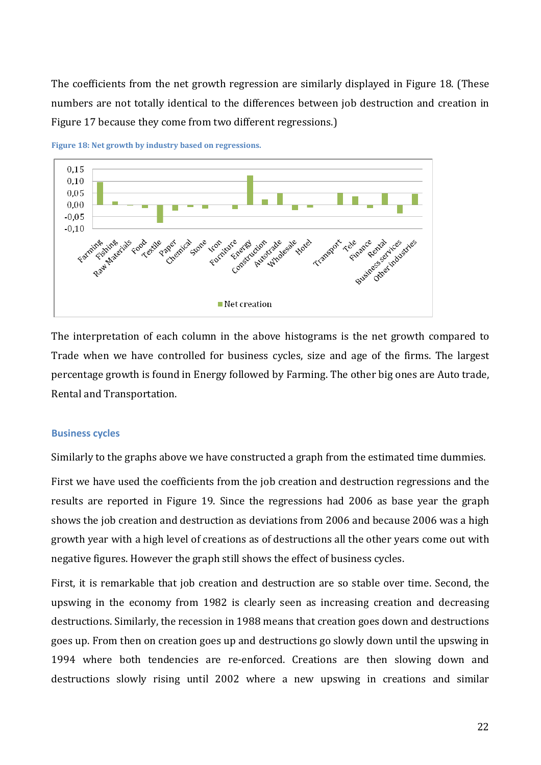The coefficients from the net growth regression are similarly displayed in Figure 18. (These numbers are not totally identical to the differences between job destruction and creation in Figure 17 because they come from two different regressions.)

Figure 18: Net growth by industry based on regressions.

The interpretation of each column in the above histograms is the net growth compared to Trade when we have controlled for business cycles, size and age of the firms. The largest percentage growth is found in Energy followed by Farming. The other big ones are Auto trade, Rental and Transportation.

### Business cycles

Similarly to the graphs above we have constructed a graph from the estimated time dummies.

First we have used the coefficients from the job creation and destruction regressions and the results are reported in Figure 19. Since the regressions had 2006 as base year the graph shows the job creation and destruction as deviations from 2006 and because 2006 was a high growth year with a high level of creations as of destructions all the other years come out with negative figures. However the graph still shows the effect of business cycles.

First, it is remarkable that job creation and destruction are so stable over time. Second, the upswing in the economy from 1982 is clearly seen as increasing creation and decreasing destructions. Similarly, the recession in 1988 means that creation goes down and destructions goes up. From then on creation goes up and destructions go slowly down until the upswing in 1994 where both tendencies are re-enforced. Creations are then slowing down and destructions slowly rising until 2002 where a new upswing in creations and similar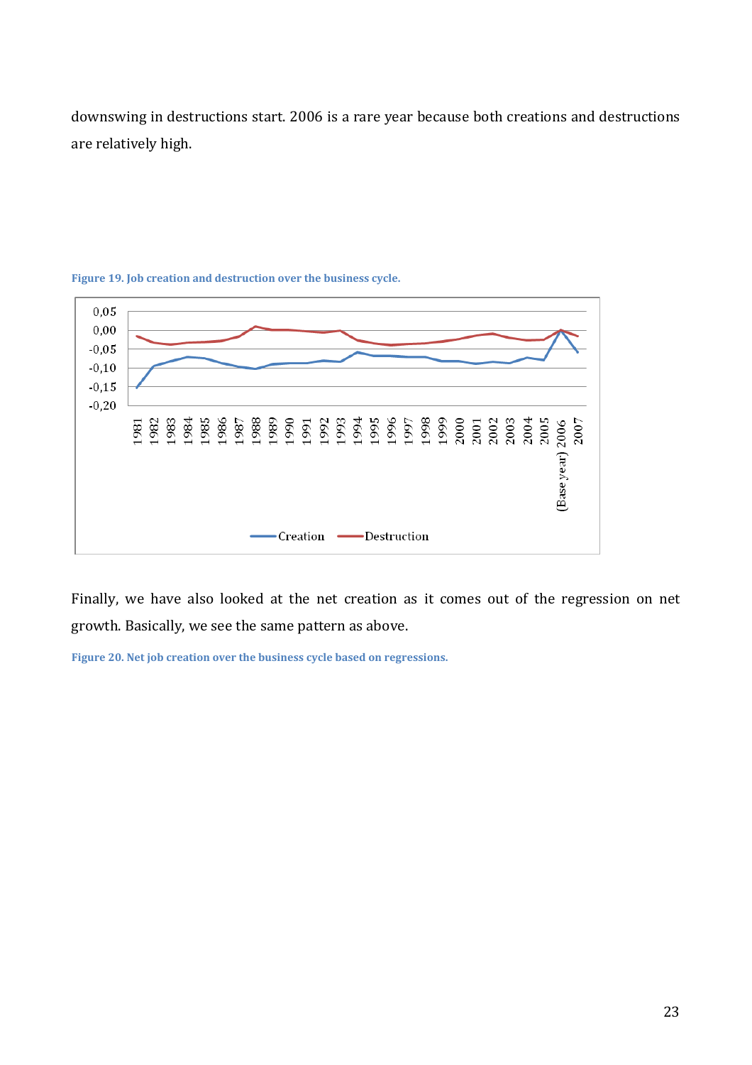downswing in destructions start. 2006 is a rare year because both creations and destructions are relatively high.

**Figure 19. Job creation and destruction over the business cycle.**

Finally, we have also looked at the net creation as it comes out of the regression on net growth. Basically, we see the same pattern as above.

**Figure 20. Net job creation over the business cycle based on regressions.**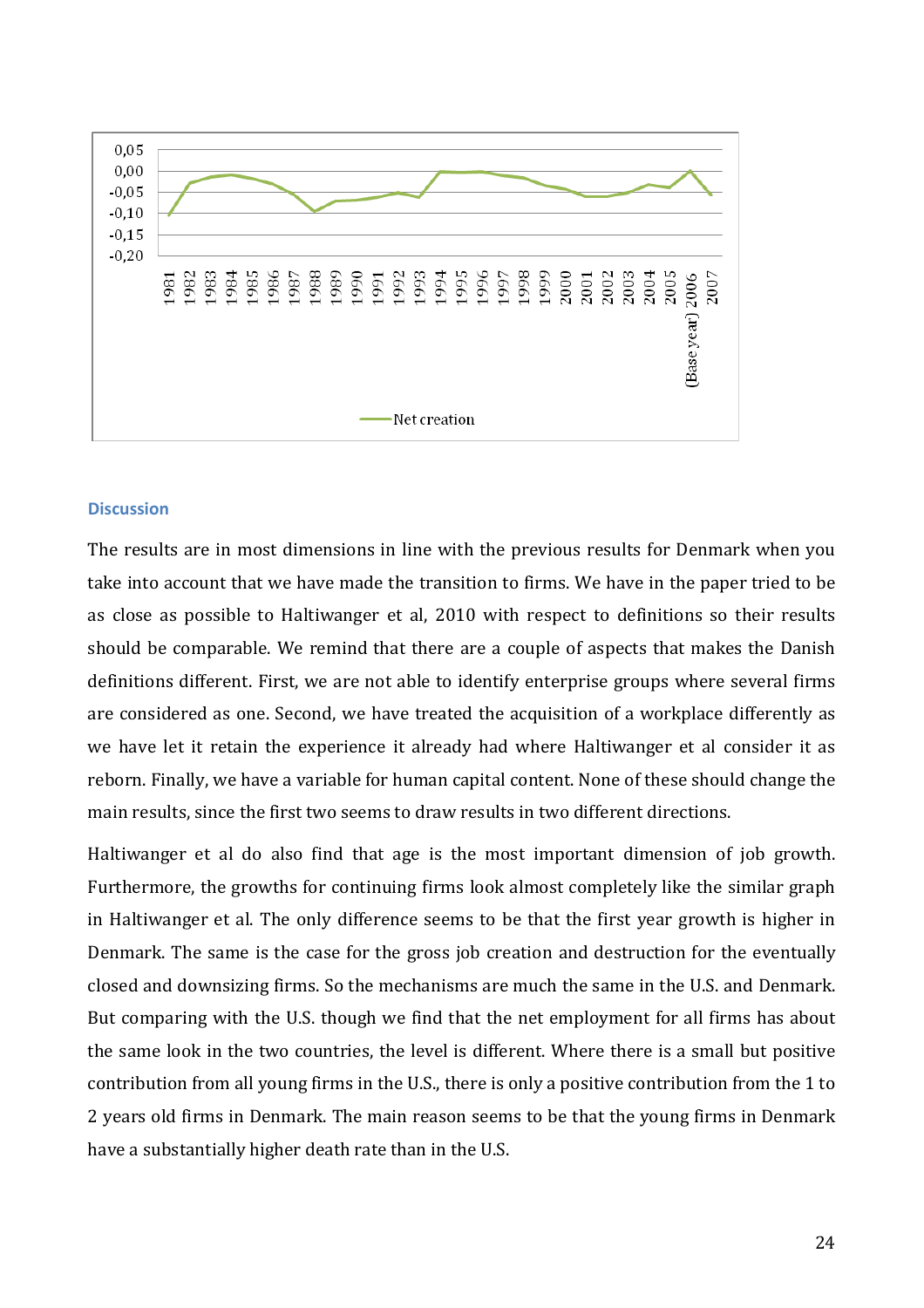## Discussion

The results are in most dimensions in line with the previous results for Denmark when you take into account that we have made the transition to firms. We have in the paper tried to be as close as possible to Haltiwanger et al, 2010 with respect to definitions so their results should be comparable. We remind that there are a couple of aspects that makes the Danish definitions different. First, we are not able to identify enterprise groups where several firms are considered as one. Second, we have treated the acquisition of a workplace differently as we have let it retain the experience it already had where Haltiwanger et al consider it as reborn. Finally, we have a variable for human capital content. None of these should change the main results, since the first two seems to draw results in two different directions.

Haltiwanger et al do also find that age is the most important dimension of job growth. Furthermore, the growths for continuing firms look almost completely like the similar graph in Haltiwanger et al. The only difference seems to be that the first year growth is higher in Denmark. The same is the case for the gross job creation and destruction for the eventually closed and downsizing firms. So the mechanisms are much the same in the U.S. and Denmark. But comparing with the U.S. though we find that the net employment for all firms has about the same look in the two countries, the level is different. Where there is a small but positive contribution from all young firms in the U.S., there is only a positive contribution from the 1 to 2 years old firms in Denmark. The main reason seems to be that the young firms in Denmark have a substantially higher death rate than in the U.S.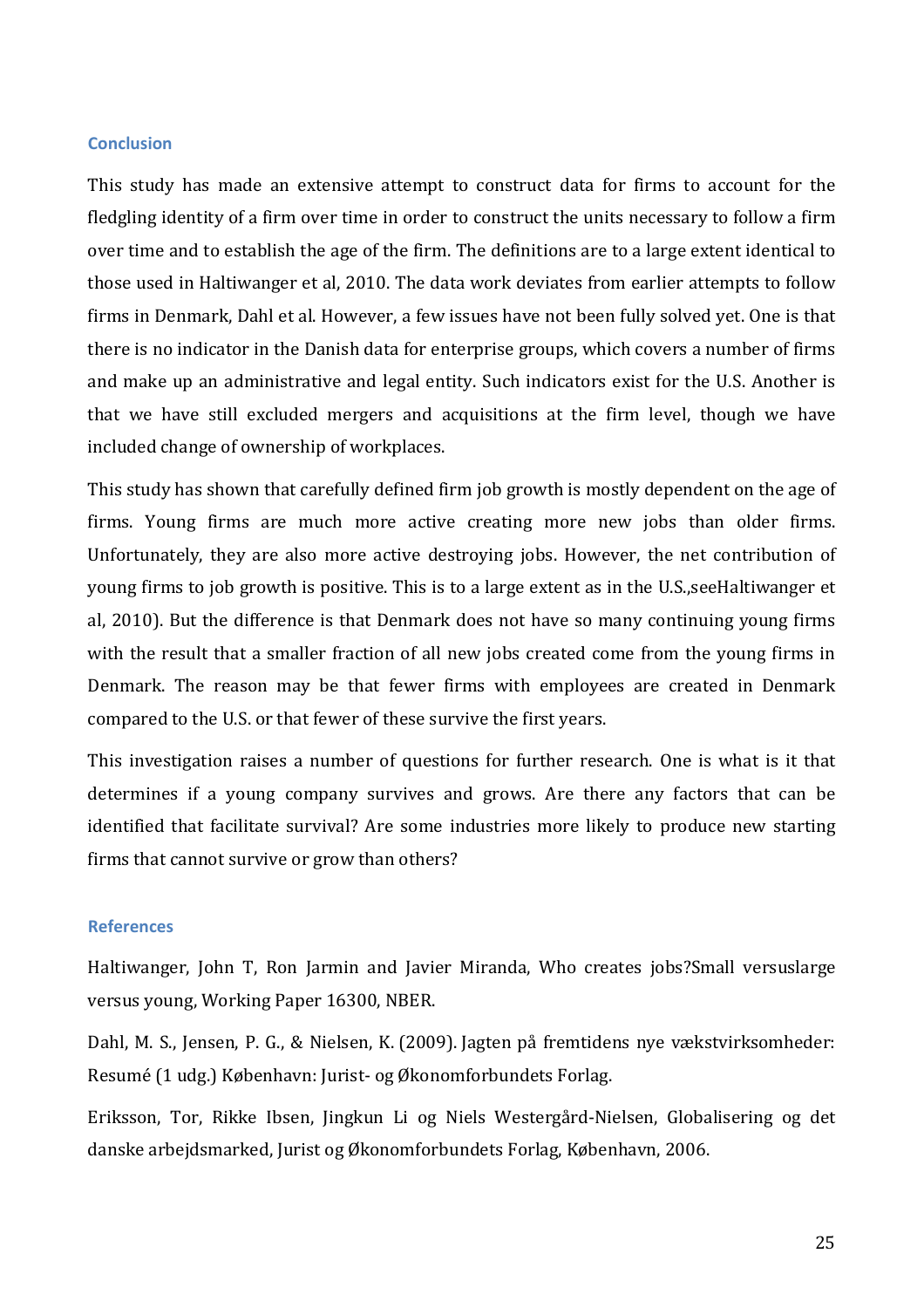## Conclusion

This study has made an extensive attempt to construct data for firms to account for the fledgling identity of a firm over time in order to construct the units necessary to follow a firm over time and to establish the age of the firm. The definitions are to a large extent identical to those used in Haltiwanger et al, 2010. The data work deviates from earlier attempts to follow firms in Denmark, Dahl et al. However, a few issues have not been fully solved yet. One is that there is no indicator in the Danish data for enterprise groups, which covers a number of firms and make up an administrative and legal entity. Such indicators exist for the U.S. Another is that we have still excluded mergers and acquisitions at the firm level, though we have included change of ownership of workplaces.

This study has shown that carefully defined firm job growth is mostly dependent on the age of firms. Young firms are much more active creating more new jobs than older firms. Unfortunately, they are also more active destroying jobs. However, the net contribution of young firms to job growth is positive. This is to a large extent as in the U.S.,seeHaltiwanger et al, 2010). But the difference is that Denmark does not have so many continuing young firms with the result that a smaller fraction of all new jobs created come from the young firms in Denmark. The reason may be that fewer firms with employees are created in Denmark compared to the U.S. or that fewer of these survive the first years.

This investigation raises a number of questions for further research. One is what is it that determines if a young company survives and grows. Are there any factors that can be identified that facilitate survival? Are some industries more likely to produce new starting firms that cannot survive or grow than others?

## References

Haltiwanger, John T, Ron Jarmin and Javier Miranda, Who creates jobs?Small versuslarge versus young, Working Paper 16300, NBER.

Dahl, M. S., Jensen, P. G., & Nielsen, K. (2009). Jagten på fremtidens nye vækstvirksomheder: Resumé (1 udg.) København: Jurist- og Økonomforbundets Forlag.

Eriksson, Tor, Rikke Ibsen, Jingkun Li og Niels Westergård-Nielsen, Globalisering og det danske arbejdsmarked, Jurist og Økonomforbundets Forlag, København, 2006.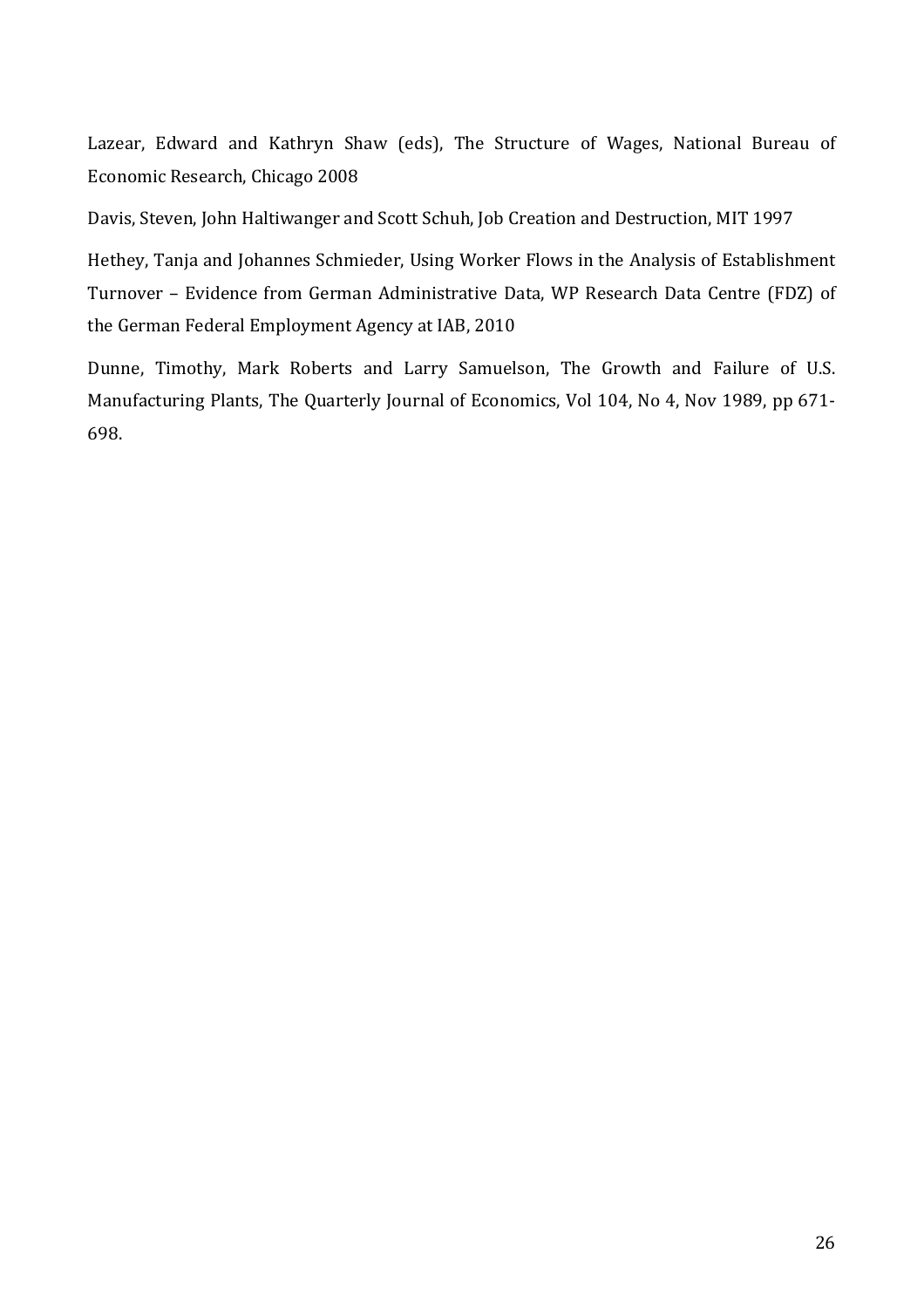Lazear, Edward and Kathryn Shaw (eds), The Structure of Wages, National Bureau of Economic Research, Chicago 2008

Davis, Steven, John Haltiwanger and Scott Schuh, Job Creation and Destruction, MIT 1997

Hethey, Tanja and Johannes Schmieder, Using Worker Flows in the Analysis of Establishment Turnover – Evidence from German Administrative Data, WP Research Data Centre (FDZ) of the German Federal Employment Agency at IAB, 2010

Dunne, Timothy, Mark Roberts and Larry Samuelson, The Growth and Failure of U.S. Manufacturing Plants, The Quarterly Journal of Economics, Vol 104, No 4, Nov 1989, pp 671-698.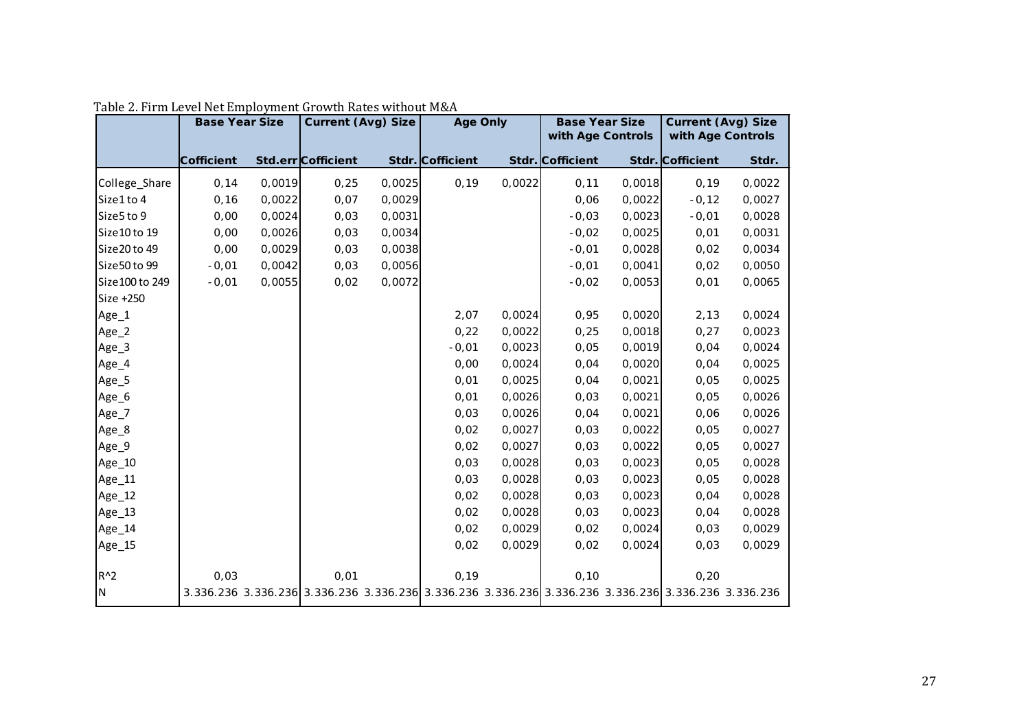Table 2. Firm Level Net Employment Growth Rates without M&A

| | Base Year Size | | Current (Avg) Size | | Age Only | | Base Year Size with Age Controls | | Current (Avg) Size with Age Controls | |
|---|---|---|---|---|---|---|---|---|---|---|
| | Cofficient | Std.err | Cofficient | Stdr. | Cofficient | Stdr. | Cofficient | Stdr. | Cofficient | Stdr. |
| College_Share | 0,14 | 0,0019 | 0,25 | 0,0025 | 0,19 | 0,0022 | 0,11 | 0,0018 | 0,19 | 0,0022 |
| Size1 to 4 | 0,16 | 0,0022 | 0,07 | 0,0029 | | | 0,06 | 0,0022 | -0,12 | 0,0027 |
| Size5 to 9 | 0,00 | 0,0024 | 0,03 | 0,0031 | | | -0,03 | 0,0023 | -0,01 | 0,0028 |
| Size10 to 19 | 0,00 | 0,0026 | 0,03 | 0,0034 | | | -0,02 | 0,0025 | 0,01 | 0,0031 |
| Size20 to 49 | 0,00 | 0,0029 | 0,03 | 0,0038 | | | -0,01 | 0,0028 | 0,02 | 0,0034 |
| Size50 to 99 | -0,01 | 0,0042 | 0,03 | 0,0056 | | | -0,01 | 0,0041 | 0,02 | 0,0050 |
| Size100 to 249 | -0,01 | 0,0055 | 0,02 | 0,0072 | | | -0,02 | 0,0053 | 0,01 | 0,0065 |
| Size +250 | | | | | | | | | | |
| Age_1 | | | | | 2,07 | 0,0024 | 0,95 | 0,0020 | 2,13 | 0,0024 |
| Age_2 | | | | | 0,22 | 0,0022 | 0,25 | 0,0018 | 0,27 | 0,0023 |
| Age_3 | | | | | -0,01 | 0,0023 | 0,05 | 0,0019 | 0,04 | 0,0024 |
| Age_4 | | | | | 0,00 | 0,0024 | 0,04 | 0,0020 | 0,04 | 0,0025 |
| Age_5 | | | | | 0,01 | 0,0025 | 0,04 | 0,0021 | 0,05 | 0,0025 |
| Age_6 | | | | | 0,01 | 0,0026 | 0,03 | 0,0021 | 0,05 | 0,0026 |
| Age_7 | | | | | 0,03 | 0,0026 | 0,04 | 0,0021 | 0,06 | 0,0026 |
| Age_8 | | | | | 0,02 | 0,0027 | 0,03 | 0,0022 | 0,05 | 0,0027 |
| Age_9 | | | | | 0,02 | 0,0027 | 0,03 | 0,0022 | 0,05 | 0,0027 |
| Age_10 | | | | | 0,03 | 0,0028 | 0,03 | 0,0023 | 0,05 | 0,0028 |
| Age_11 | | | | | 0,03 | 0,0028 | 0,03 | 0,0023 | 0,05 | 0,0028 |
| Age_12 | | | | | 0,02 | 0,0028 | 0,03 | 0,0023 | 0,04 | 0,0028 |
| Age_13 | | | | | 0,02 | 0,0028 | 0,03 | 0,0023 | 0,04 | 0,0028 |
| Age_14 | | | | | 0,02 | 0,0029 | 0,02 | 0,0024 | 0,03 | 0,0029 |
| Age_15 | | | | | 0,02 | 0,0029 | 0,02 | 0,0024 | 0,03 | 0,0029 |
| R^2 | 0,03 | | 0,01 | | 0,19 | | 0,10 | | 0,20 | |
| N | 3.336.236 | 3.336.236 | 3.336.236 | 3.336.236 | 3.336.236 | 3.336.236 | 3.336.236 | 3.336.236 | 3.336.236 | 3.336.236 |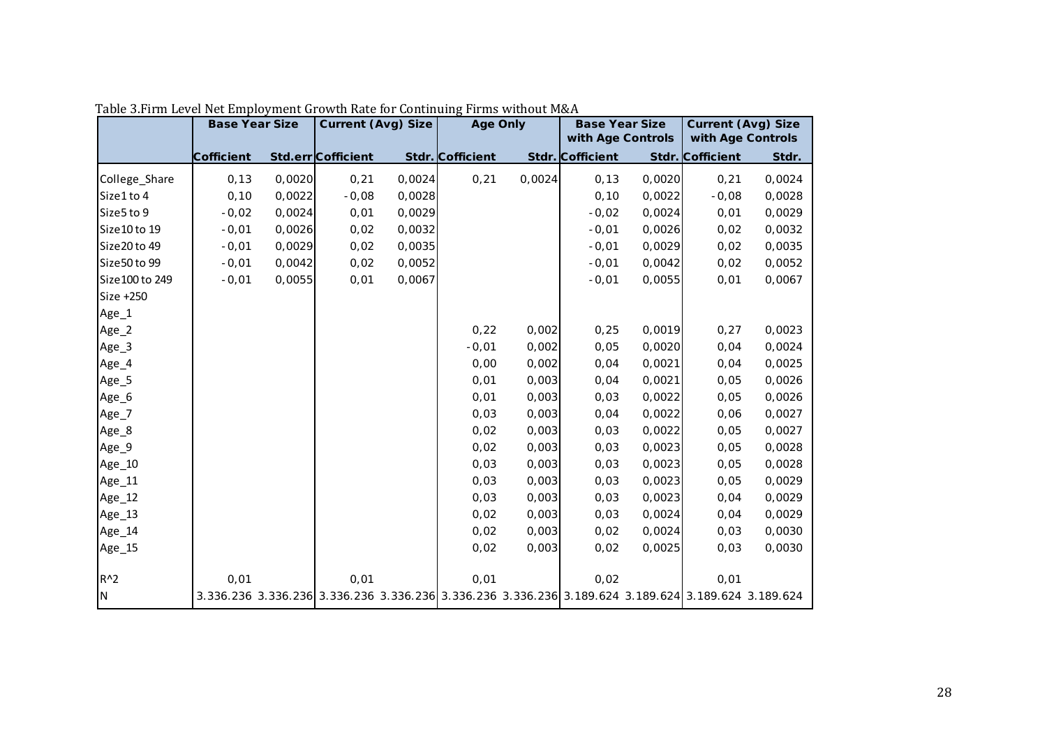Table 3.Firm Level Net Employment Growth Rate for Continuing Firms without M&A

| | Base Year Size | | Current (Avg) Size | | Age Only | | Base Year Size with Age Controls | | Current (Avg) Size with Age Controls | |
|---|---|---|---|---|---|---|---|---|---|---|
| | Cofficient | Std.err | Cofficient | Stdr. | Cofficient | Stdr. | Cofficient | Stdr. | Cofficient | Stdr. |
| College_Share | 0,13 | 0,0020 | 0,21 | 0,0024 | 0,21 | 0,0024 | 0,13 | 0,0020 | 0,21 | 0,0024 |
| Size1 to 4 | 0,10 | 0,0022 | -0,08 | 0,0028 | | | 0,10 | 0,0022 | -0,08 | 0,0028 |
| Size5 to 9 | -0,02 | 0,0024 | 0,01 | 0,0029 | | | -0,02 | 0,0024 | 0,01 | 0,0029 |
| Size10 to 19 | -0,01 | 0,0026 | 0,02 | 0,0032 | | | -0,01 | 0,0026 | 0,02 | 0,0032 |
| Size20 to 49 | -0,01 | 0,0029 | 0,02 | 0,0035 | | | -0,01 | 0,0029 | 0,02 | 0,0035 |
| Size50 to 99 | -0,01 | 0,0042 | 0,02 | 0,0052 | | | -0,01 | 0,0042 | 0,02 | 0,0052 |
| Size100 to 249 | -0,01 | 0,0055 | 0,01 | 0,0067 | | | -0,01 | 0,0055 | 0,01 | 0,0067 |
| Size +250 | | | | | | | | | | |
| Age_1 | | | | | | | | | | |
| Age_2 | | | | | 0,22 | 0,002 | 0,25 | 0,0019 | 0,27 | 0,0023 |
| Age_3 | | | | | -0,01 | 0,002 | 0,05 | 0,0020 | 0,04 | 0,0024 |
| Age_4 | | | | | 0,00 | 0,002 | 0,04 | 0,0021 | 0,04 | 0,0025 |
| Age_5 | | | | | 0,01 | 0,003 | 0,04 | 0,0021 | 0,05 | 0,0026 |
| Age_6 | | | | | 0,01 | 0,003 | 0,03 | 0,0022 | 0,05 | 0,0026 |
| Age_7 | | | | | 0,03 | 0,003 | 0,04 | 0,0022 | 0,06 | 0,0027 |
| Age_8 | | | | | 0,02 | 0,003 | 0,03 | 0,0022 | 0,05 | 0,0027 |
| Age_9 | | | | | 0,02 | 0,003 | 0,03 | 0,0023 | 0,05 | 0,0028 |
| Age_10 | | | | | 0,03 | 0,003 | 0,03 | 0,0023 | 0,05 | 0,0028 |
| Age_11 | | | | | 0,03 | 0,003 | 0,03 | 0,0023 | 0,05 | 0,0029 |
| Age_12 | | | | | 0,03 | 0,003 | 0,03 | 0,0023 | 0,04 | 0,0029 |
| Age_13 | | | | | 0,02 | 0,003 | 0,03 | 0,0024 | 0,04 | 0,0029 |
| Age_14 | | | | | 0,02 | 0,003 | 0,02 | 0,0024 | 0,03 | 0,0030 |
| Age_15 | | | | | 0,02 | 0,003 | 0,02 | 0,0025 | 0,03 | 0,0030 |
| R^2 | 0,01 | | 0,01 | | 0,01 | | 0,02 | | 0,01 | |
| N | 3.336.236 | 3.336.236 | 3.336.236 | 3.336.236 | 3.336.236 | 3.336.236 | 3.189.624 | 3.189.624 | 3.189.624 | 3.189.624 |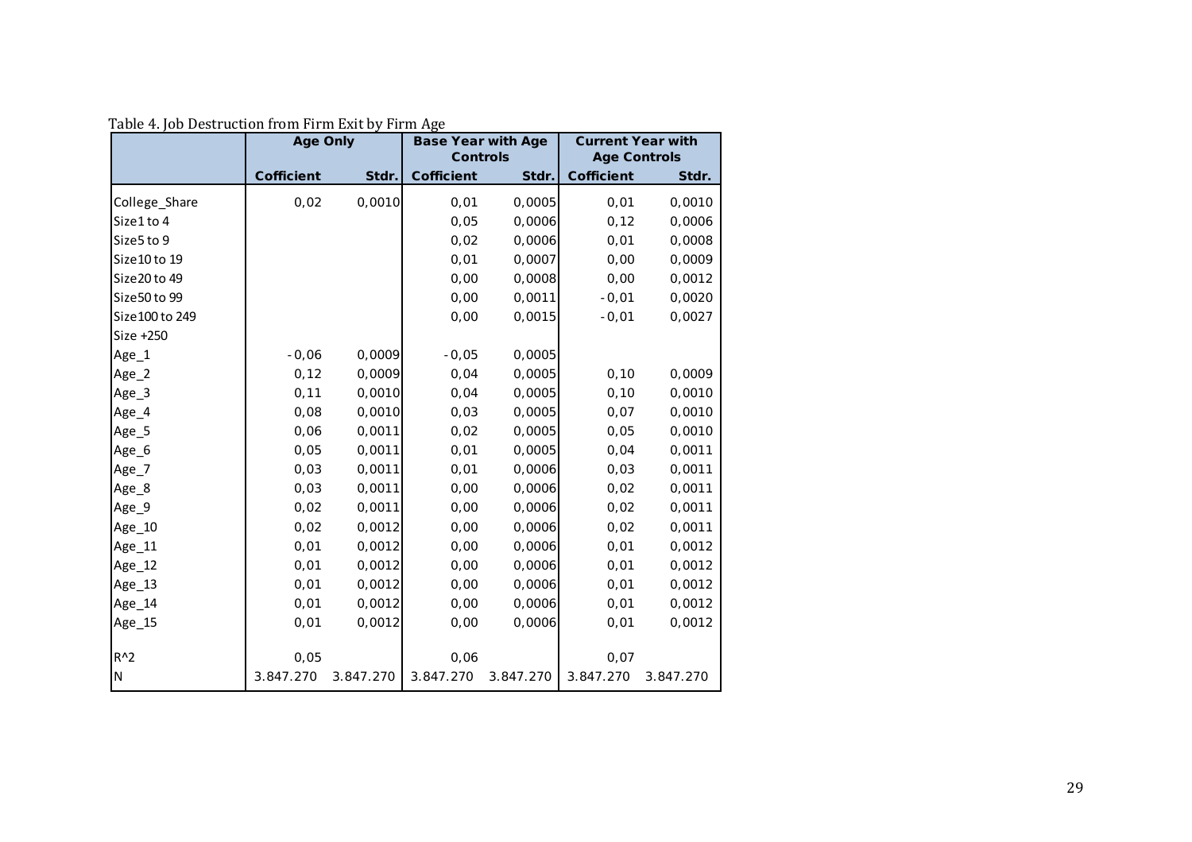Table 4. Job Destruction from Firm Exit by Firm Age

| | Age Only | | Base Year with Age Controls | | Current Year with Age Controls | |
|---|---|---|---|---|---|---|
| | Cofficient | Stdr. | Cofficient | Stdr. | Cofficient | Stdr. |
| College_Share | 0,02 | 0,0010 | 0,01 | 0,0005 | 0,01 | 0,0010 |
| Size1 to 4 | | | 0,05 | 0,0006 | 0,12 | 0,0006 |
| Size5 to 9 | | | 0,02 | 0,0006 | 0,01 | 0,0008 |
| Size10 to 19 | | | 0,01 | 0,0007 | 0,00 | 0,0009 |
| Size20 to 49 | | | 0,00 | 0,0008 | 0,00 | 0,0012 |
| Size50 to 99 | | | 0,00 | 0,0011 | -0,01 | 0,0020 |
| Size100 to 249 | | | 0,00 | 0,0015 | -0,01 | 0,0027 |
| Size +250 | | | | | | |
| Age_1 | -0,06 | 0,0009 | -0,05 | 0,0005 | | |
| Age_2 | 0,12 | 0,0009 | 0,04 | 0,0005 | 0,10 | 0,0009 |
| Age_3 | 0,11 | 0,0010 | 0,04 | 0,0005 | 0,10 | 0,0010 |
| Age_4 | 0,08 | 0,0010 | 0,03 | 0,0005 | 0,07 | 0,0010 |
| Age_5 | 0,06 | 0,0011 | 0,02 | 0,0005 | 0,05 | 0,0010 |
| Age_6 | 0,05 | 0,0011 | 0,01 | 0,0005 | 0,04 | 0,0011 |
| Age_7 | 0,03 | 0,0011 | 0,01 | 0,0006 | 0,03 | 0,0011 |
| Age_8 | 0,03 | 0,0011 | 0,00 | 0,0006 | 0,02 | 0,0011 |
| Age_9 | 0,02 | 0,0011 | 0,00 | 0,0006 | 0,02 | 0,0011 |
| Age_10 | 0,02 | 0,0012 | 0,00 | 0,0006 | 0,02 | 0,0011 |
| Age_11 | 0,01 | 0,0012 | 0,00 | 0,0006 | 0,01 | 0,0012 |
| Age_12 | 0,01 | 0,0012 | 0,00 | 0,0006 | 0,01 | 0,0012 |
| Age_13 | 0,01 | 0,0012 | 0,00 | 0,0006 | 0,01 | 0,0012 |
| Age_14 | 0,01 | 0,0012 | 0,00 | 0,0006 | 0,01 | 0,0012 |
| Age_15 | 0,01 | 0,0012 | 0,00 | 0,0006 | 0,01 | 0,0012 |
| R^2 | 0,05 | | 0,06 | | 0,07 | |
| N | 3.847.270 | 3.847.270 | 3.847.270 | 3.847.270 | 3.847.270 | 3.847.270 |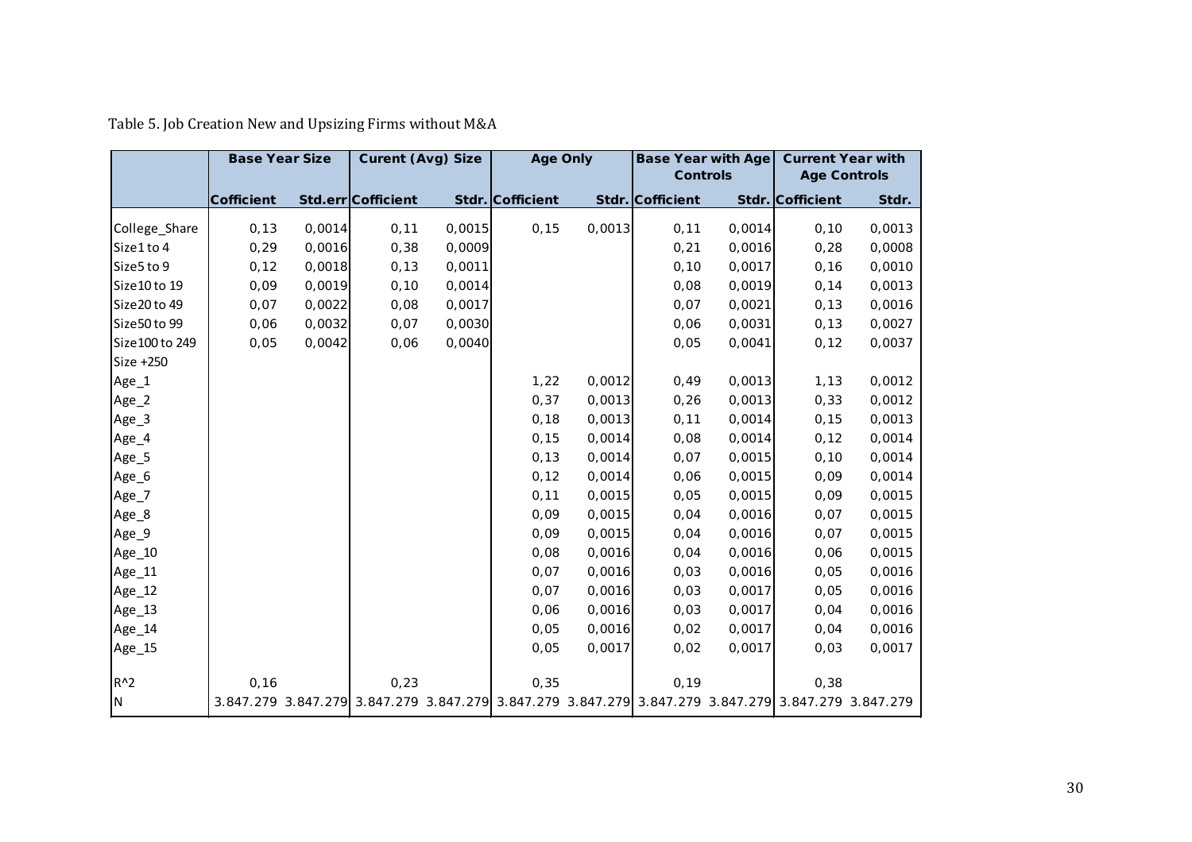Table 5. Job Creation New and Upsizing Firms without M&A

| | Base Year Size | | Curent (Avg) Size | | Age Only | | Base Year with Age Controls | | Current Year with Age Controls | |
|---|---|---|---|---|---|---|---|---|---|---|
| | Cofficient | Std.err | Cofficient | Stdr. | Cofficient | Stdr. | Cofficient | Stdr. | Cofficient | Stdr. |
| College_Share | 0,13 | 0,0014 | 0,11 | 0,0015 | 0,15 | 0,0013 | 0,11 | 0,0014 | 0,10 | 0,0013 |
| Size1 to 4 | 0,29 | 0,0016 | 0,38 | 0,0009 | | | 0,21 | 0,0016 | 0,28 | 0,0008 |
| Size5 to 9 | 0,12 | 0,0018 | 0,13 | 0,0011 | | | 0,10 | 0,0017 | 0,16 | 0,0010 |
| Size10 to 19 | 0,09 | 0,0019 | 0,10 | 0,0014 | | | 0,08 | 0,0019 | 0,14 | 0,0013 |
| Size20 to 49 | 0,07 | 0,0022 | 0,08 | 0,0017 | | | 0,07 | 0,0021 | 0,13 | 0,0016 |
| Size50 to 99 | 0,06 | 0,0032 | 0,07 | 0,0030 | | | 0,06 | 0,0031 | 0,13 | 0,0027 |
| Size100 to 249 | 0,05 | 0,0042 | 0,06 | 0,0040 | | | 0,05 | 0,0041 | 0,12 | 0,0037 |
| Size +250 | | | | | | | | | | |
| Age_1 | | | | | 1,22 | 0,0012 | 0,49 | 0,0013 | 1,13 | 0,0012 |
| Age_2 | | | | | 0,37 | 0,0013 | 0,26 | 0,0013 | 0,33 | 0,0012 |
| Age_3 | | | | | 0,18 | 0,0013 | 0,11 | 0,0014 | 0,15 | 0,0013 |
| Age_4 | | | | | 0,15 | 0,0014 | 0,08 | 0,0014 | 0,12 | 0,0014 |
| Age_5 | | | | | 0,13 | 0,0014 | 0,07 | 0,0015 | 0,10 | 0,0014 |
| Age_6 | | | | | 0,12 | 0,0014 | 0,06 | 0,0015 | 0,09 | 0,0014 |
| Age_7 | | | | | 0,11 | 0,0015 | 0,05 | 0,0015 | 0,09 | 0,0015 |
| Age_8 | | | | | 0,09 | 0,0015 | 0,04 | 0,0016 | 0,07 | 0,0015 |
| Age_9 | | | | | 0,09 | 0,0015 | 0,04 | 0,0016 | 0,07 | 0,0015 |
| Age_10 | | | | | 0,08 | 0,0016 | 0,04 | 0,0016 | 0,06 | 0,0015 |
| Age_11 | | | | | 0,07 | 0,0016 | 0,03 | 0,0016 | 0,05 | 0,0016 |
| Age_12 | | | | | 0,07 | 0,0016 | 0,03 | 0,0017 | 0,05 | 0,0016 |
| Age_13 | | | | | 0,06 | 0,0016 | 0,03 | 0,0017 | 0,04 | 0,0016 |
| Age_14 | | | | | 0,05 | 0,0016 | 0,02 | 0,0017 | 0,04 | 0,0016 |
| Age_15 | | | | | 0,05 | 0,0017 | 0,02 | 0,0017 | 0,03 | 0,0017 |
| R^2 | 0,16 | | 0,23 | | 0,35 | | 0,19 | | 0,38 | |
| N | 3.847.279 | 3.847.279 | 3.847.279 | 3.847.279 | 3.847.279 | 3.847.279 | 3.847.279 | 3.847.279 | 3.847.279 | 3.847.279 |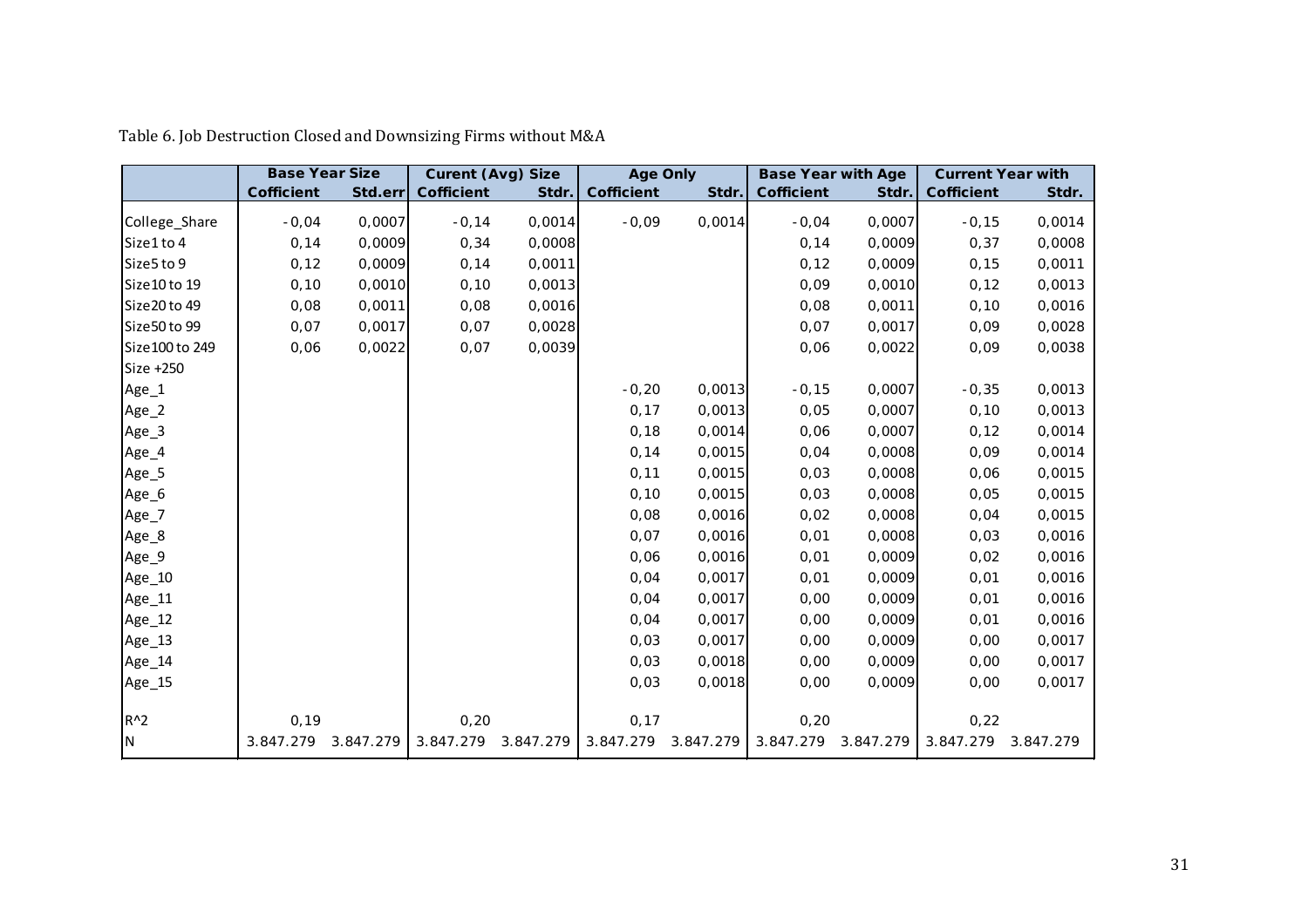Table 6. Job Destruction Closed and Downsizing Firms without M&A

| | Base Year Size | | Curent (Avg) Size | | Age Only | | Base Year with Age | | Current Year with | |
|---|---|---|---|---|---|---|---|---|---|---|
| | Cofficient | Std.err | Cofficient | Stdr. | Cofficient | Stdr. | Cofficient | Stdr. | Cofficient | Stdr. |
| College_Share | -0,04 | 0,0007 | -0,14 | 0,0014 | -0,09 | 0,0014 | -0,04 | 0,0007 | -0,15 | 0,0014 |
| Size1 to 4 | 0,14 | 0,0009 | 0,34 | 0,0008 | | | 0,14 | 0,0009 | 0,37 | 0,0008 |
| Size5 to 9 | 0,12 | 0,0009 | 0,14 | 0,0011 | | | 0,12 | 0,0009 | 0,15 | 0,0011 |
| Size10 to 19 | 0,10 | 0,0010 | 0,10 | 0,0013 | | | 0,09 | 0,0010 | 0,12 | 0,0013 |
| Size20 to 49 | 0,08 | 0,0011 | 0,08 | 0,0016 | | | 0,08 | 0,0011 | 0,10 | 0,0016 |
| Size50 to 99 | 0,07 | 0,0017 | 0,07 | 0,0028 | | | 0,07 | 0,0017 | 0,09 | 0,0028 |
| Size100 to 249 | 0,06 | 0,0022 | 0,07 | 0,0039 | | | 0,06 | 0,0022 | 0,09 | 0,0038 |
| Size +250 | | | | | | | | | | |
| Age_1 | | | | | -0,20 | 0,0013 | -0,15 | 0,0007 | -0,35 | 0,0013 |
| Age_2 | | | | | 0,17 | 0,0013 | 0,05 | 0,0007 | 0,10 | 0,0013 |
| Age_3 | | | | | 0,18 | 0,0014 | 0,06 | 0,0007 | 0,12 | 0,0014 |
| Age_4 | | | | | 0,14 | 0,0015 | 0,04 | 0,0008 | 0,09 | 0,0014 |
| Age_5 | | | | | 0,11 | 0,0015 | 0,03 | 0,0008 | 0,06 | 0,0015 |
| Age_6 | | | | | 0,10 | 0,0015 | 0,03 | 0,0008 | 0,05 | 0,0015 |
| Age_7 | | | | | 0,08 | 0,0016 | 0,02 | 0,0008 | 0,04 | 0,0015 |
| Age_8 | | | | | 0,07 | 0,0016 | 0,01 | 0,0008 | 0,03 | 0,0016 |
| Age_9 | | | | | 0,06 | 0,0016 | 0,01 | 0,0009 | 0,02 | 0,0016 |
| Age_10 | | | | | 0,04 | 0,0017 | 0,01 | 0,0009 | 0,01 | 0,0016 |
| Age_11 | | | | | 0,04 | 0,0017 | 0,00 | 0,0009 | 0,01 | 0,0016 |
| Age_12 | | | | | 0,04 | 0,0017 | 0,00 | 0,0009 | 0,01 | 0,0016 |
| Age_13 | | | | | 0,03 | 0,0017 | 0,00 | 0,0009 | 0,00 | 0,0017 |
| Age_14 | | | | | 0,03 | 0,0018 | 0,00 | 0,0009 | 0,00 | 0,0017 |
| Age_15 | | | | | 0,03 | 0,0018 | 0,00 | 0,0009 | 0,00 | 0,0017 |
| R^2 | 0,19 | | 0,20 | | 0,17 | | 0,20 | | 0,22 | |
| N | 3.847.279 | 3.847.279 | 3.847.279 | 3.847.279 | 3.847.279 | 3.847.279 | 3.847.279 | 3.847.279 | 3.847.279 | 3.847.279 |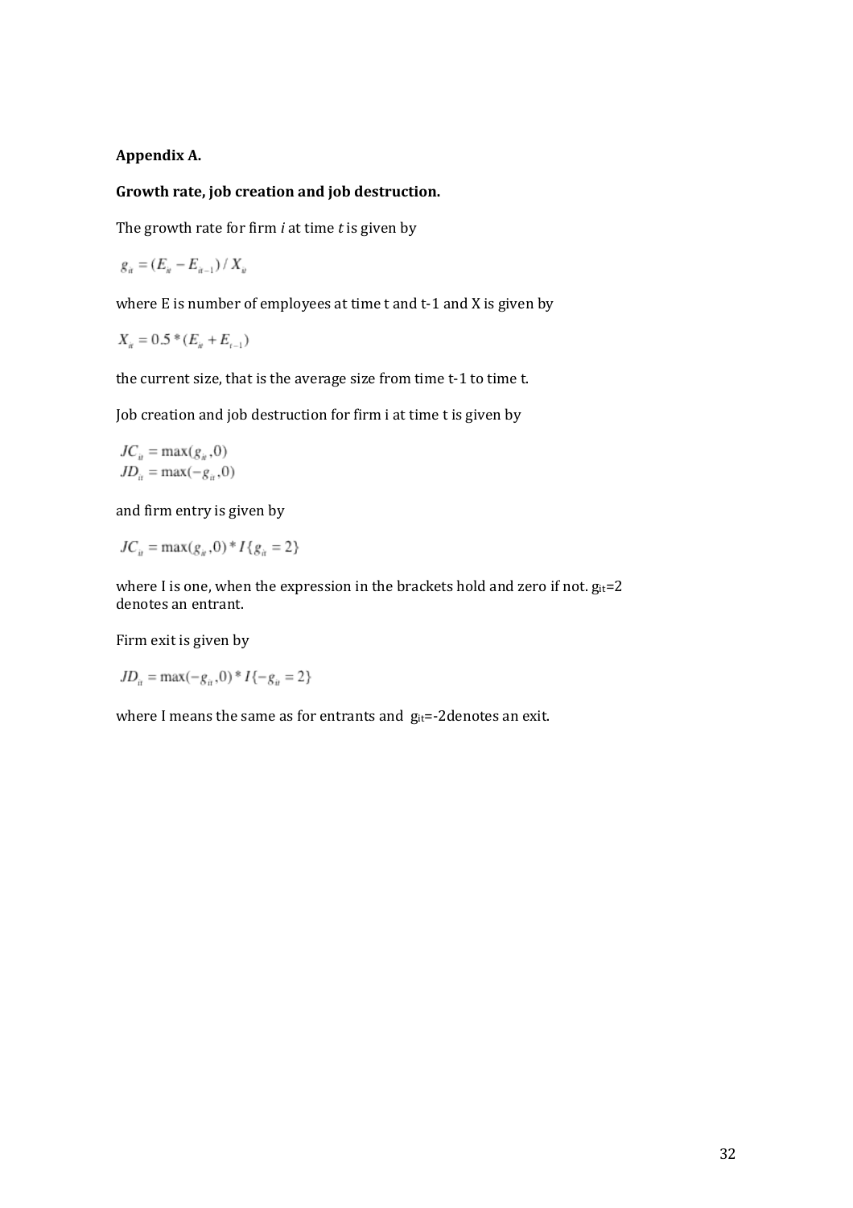**Appendix A.**

**Growth rate, job creation and job destruction.**

The growth rate for firm *i* at time *t* is given by

$$g_{it} = (E_{it} - E_{it-1}) / X_{it}$$

where E is number of employees at time t and t-1 and X is given by

$$X_{it} = 0.5 * (E_{it} + E_{t-1})$$

the current size, that is the average size from time t-1 to time t.

Job creation and job destruction for firm i at time t is given by

$$JC_{it} = \max(g_{it}, 0)$$
$$JD_{it} = \max(-g_{it}, 0)$$

and firm entry is given by

$$JC_{it} = \max(g_{it}, 0) * I\{g_{it} = 2\}$$

where I is one, when the expression in the brackets hold and zero if not. $g_{it}=2$ denotes an entrant.

Firm exit is given by

$$JD_{it} = \max(-g_{it}, 0) * I\{-g_{it} = 2\}$$

where I means the same as for entrants and $g_{it}=-2$denotes an exit.